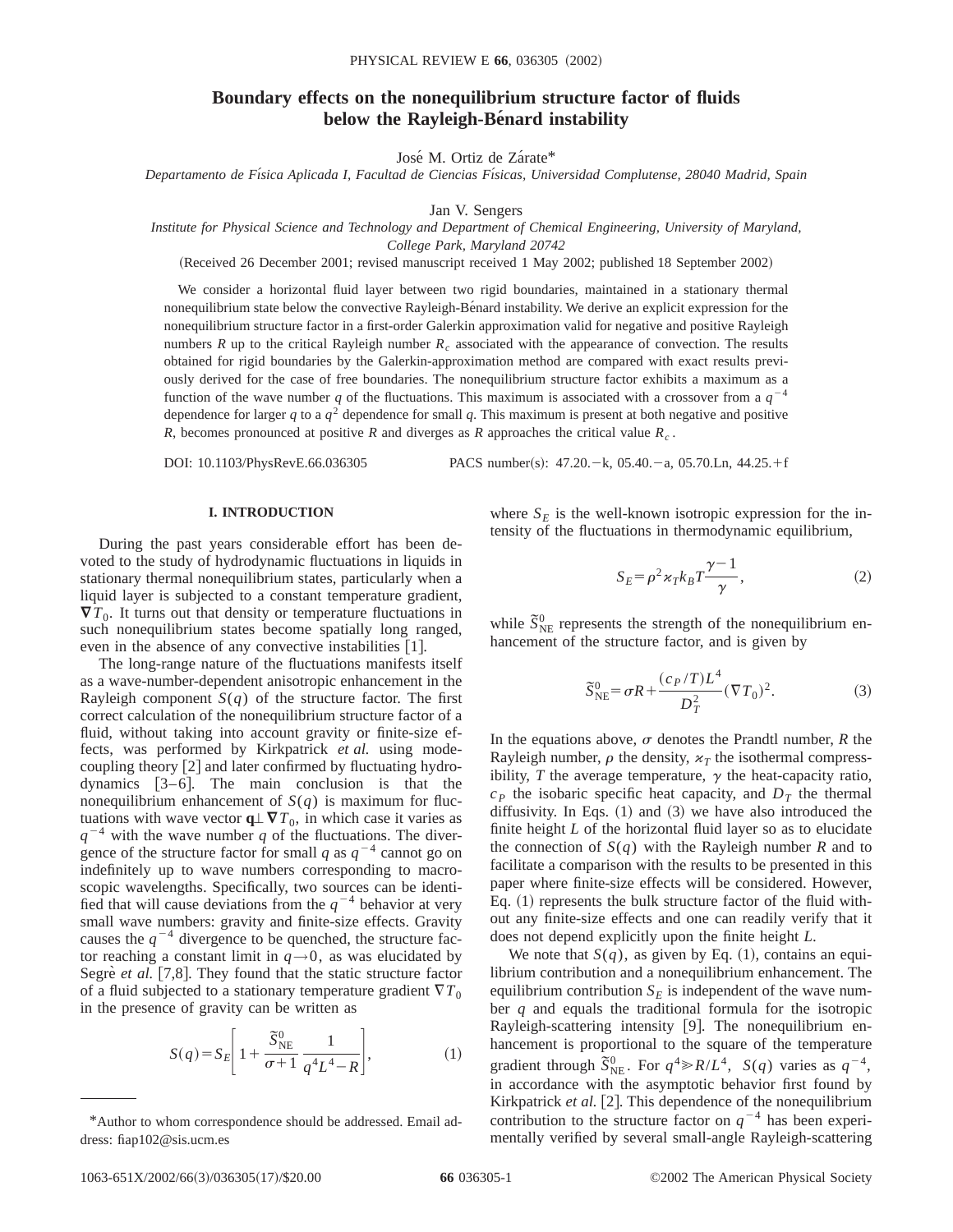# Boundary effects on the nonequilibrium structure factor of fluids below the Rayleigh-Bénard instability

José M. Ortiz de Zárate*

*Departamento de Física Aplicada I, Facultad de Ciencias Físicas, Universidad Complutense, 28040 Madrid, Spain*

Jan V. Sengers

*Institute for Physical Science and Technology and Department of Chemical Engineering, University of Maryland, College Park, Maryland 20742*

(Received 26 December 2001; revised manuscript received 1 May 2002; published 18 September 2002)

We consider a horizontal fluid layer between two rigid boundaries, maintained in a stationary thermal nonequilibrium state below the convective Rayleigh-Bénard instability. We derive an explicit expression for the nonequilibrium structure factor in a first-order Galerkin approximation valid for negative and positive Rayleigh numbers $R$ up to the critical Rayleigh number $R_c$ associated with the appearance of convection. The results obtained for rigid boundaries by the Galerkin-approximation method are compared with exact results previously derived for the case of free boundaries. The nonequilibrium structure factor exhibits a maximum as a function of the wave number $q$ of the fluctuations. This maximum is associated with a crossover from a $q^{-4}$ dependence for larger $q$ to a $q^2$ dependence for small $q$. This maximum is present at both negative and positive $R$, becomes pronounced at positive $R$ and diverges as $R$ approaches the critical value $R_c$.

DOI: 10.1103/PhysRevE.66.036305 PACS number(s): 47.20.−k, 05.40.−a, 05.70.Ln, 44.25.+f

## I. INTRODUCTION

During the past years considerable effort has been devoted to the study of hydrodynamic fluctuations in liquids in stationary thermal nonequilibrium states, particularly when a liquid layer is subjected to a constant temperature gradient, $\nabla T_0$. It turns out that density or temperature fluctuations in such nonequilibrium states become spatially long ranged, even in the absence of any convective instabilities [1].

The long-range nature of the fluctuations manifests itself as a wave-number-dependent anisotropic enhancement in the Rayleigh component $S(q)$ of the structure factor. The first correct calculation of the nonequilibrium structure factor of a fluid, without taking into account gravity or finite-size effects, was performed by Kirkpatrick *et al.* using mode-coupling theory [2] and later confirmed by fluctuating hydrodynamics [3–6]. The main conclusion is that the nonequilibrium enhancement of $S(q)$ is maximum for fluctuations with wave vector $\mathbf{q}\perp\nabla T_0$, in which case it varies as $q^{-4}$ with the wave number $q$ of the fluctuations. The divergence of the structure factor for small $q$ as $q^{-4}$ cannot go on indefinitely up to wave numbers corresponding to macroscopic wavelengths. Specifically, two sources can be identified that will cause deviations from the $q^{-4}$ behavior at very small wave numbers: gravity and finite-size effects. Gravity causes the $q^{-4}$ divergence to be quenched, the structure factor reaching a constant limit in $q\to 0$, as was elucidated by Segrè *et al.* [7,8]. They found that the static structure factor of a fluid subjected to a stationary temperature gradient $\nabla T_0$ in the presence of gravity can be written as

$$S(q)=S_E\left[1+\frac{\tilde{S}^0_{\mathrm{NE}}}{\sigma+1}\,\frac{1}{q^4L^4-R}\right], \tag{1}$$

where $S_E$ is the well-known isotropic expression for the intensity of the fluctuations in thermodynamic equilibrium,

$$S_E=\rho^2\varkappa_T k_B T\frac{\gamma-1}{\gamma}, \tag{2}$$

while $\tilde{S}^0_{\mathrm{NE}}$ represents the strength of the nonequilibrium enhancement of the structure factor, and is given by

$$\tilde{S}^0_{\mathrm{NE}}=\sigma R+\frac{(c_P/T)L^4}{D_T^2}(\nabla T_0)^2. \tag{3}$$

In the equations above, $\sigma$ denotes the Prandtl number, $R$ the Rayleigh number, $\rho$ the density, $\varkappa_T$ the isothermal compressibility, $T$ the average temperature, $\gamma$ the heat-capacity ratio, $c_P$ the isobaric specific heat capacity, and $D_T$ the thermal diffusivity. In Eqs. (1) and (3) we have also introduced the finite height $L$ of the horizontal fluid layer so as to elucidate the connection of $S(q)$ with the Rayleigh number $R$ and to facilitate a comparison with the results to be presented in this paper where finite-size effects will be considered. However, Eq. (1) represents the bulk structure factor of the fluid without any finite-size effects and one can readily verify that it does not depend explicitly upon the finite height $L$.

We note that $S(q)$, as given by Eq. (1), contains an equilibrium contribution and a nonequilibrium enhancement. The equilibrium contribution $S_E$ is independent of the wave number $q$ and equals the traditional formula for the isotropic Rayleigh-scattering intensity [9]. The nonequilibrium enhancement is proportional to the square of the temperature gradient through $\tilde{S}^0_{\mathrm{NE}}$. For $q^4\gg R/L^4$, $S(q)$ varies as $q^{-4}$, in accordance with the asymptotic behavior first found by Kirkpatrick *et al.* [2]. This dependence of the nonequilibrium contribution to the structure factor on $q^{-4}$ has been experimentally verified by several small-angle Rayleigh-scattering

---

*Author to whom correspondence should be addressed. Email address: fiap102@sis.ucm.es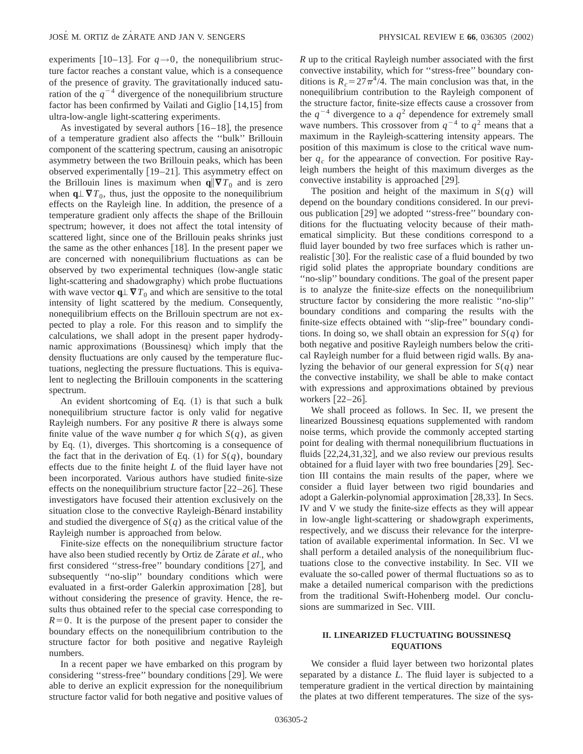experiments [10–13]. For $q\to 0$, the nonequilibrium structure factor reaches a constant value, which is a consequence of the presence of gravity. The gravitationally induced saturation of the $q^{-4}$ divergence of the nonequilibrium structure factor has been confirmed by Vailati and Giglio [14,15] from ultra-low-angle light-scattering experiments.

As investigated by several authors [16–18], the presence of a temperature gradient also affects the "bulk" Brillouin component of the scattering spectrum, causing an anisotropic asymmetry between the two Brillouin peaks, which has been observed experimentally [19–21]. This asymmetry effect on the Brillouin lines is maximum when $\mathbf{q}\Vert\nabla T_0$ and is zero when $\mathbf{q}\perp\nabla T_0$, thus, just the opposite to the nonequilibrium effects on the Rayleigh line. In addition, the presence of a temperature gradient only affects the shape of the Brillouin spectrum; however, it does not affect the total intensity of scattered light, since one of the Brillouin peaks shrinks just the same as the other enhances [18]. In the present paper we are concerned with nonequilibrium fluctuations as can be observed by two experimental techniques (low-angle static light-scattering and shadowgraphy) which probe fluctuations with wave vector $\mathbf{q}\perp\nabla T_0$ and which are sensitive to the total intensity of light scattered by the medium. Consequently, nonequilibrium effects on the Brillouin spectrum are not expected to play a role. For this reason and to simplify the calculations, we shall adopt in the present paper hydrodynamic approximations (Boussinesq) which imply that the density fluctuations are only caused by the temperature fluctuations, neglecting the pressure fluctuations. This is equivalent to neglecting the Brillouin components in the scattering spectrum.

An evident shortcoming of Eq. (1) is that such a bulk nonequilibrium structure factor is only valid for negative Rayleigh numbers. For any positive $R$ there is always some finite value of the wave number $q$ for which $S(q)$, as given by Eq. (1), diverges. This shortcoming is a consequence of the fact that in the derivation of Eq. (1) for $S(q)$, boundary effects due to the finite height $L$ of the fluid layer have not been incorporated. Various authors have studied finite-size effects on the nonequilibrium structure factor [22–26]. These investigators have focused their attention exclusively on the situation close to the convective Rayleigh-Bénard instability and studied the divergence of $S(q)$ as the critical value of the Rayleigh number is approached from below.

Finite-size effects on the nonequilibrium structure factor have also been studied recently by Ortiz de Zárate *et al.*, who first considered "stress-free" boundary conditions [27], and subsequently "no-slip" boundary conditions which were evaluated in a first-order Galerkin approximation [28], but without considering the presence of gravity. Hence, the results thus obtained refer to the special case corresponding to $R=0$. It is the purpose of the present paper to consider the boundary effects on the nonequilibrium contribution to the structure factor for both positive and negative Rayleigh numbers.

In a recent paper we have embarked on this program by considering "stress-free" boundary conditions [29]. We were able to derive an explicit expression for the nonequilibrium structure factor valid for both negative and positive values of $R$ up to the critical Rayleigh number associated with the first convective instability, which for "stress-free" boundary conditions is $R_c=27\pi^4/4$. The main conclusion was that, in the nonequilibrium contribution to the Rayleigh component of the structure factor, finite-size effects cause a crossover from the $q^{-4}$ divergence to a $q^2$ dependence for extremely small wave numbers. This crossover from $q^{-4}$ to $q^2$ means that a maximum in the Rayleigh-scattering intensity appears. The position of this maximum is close to the critical wave number $q_c$ for the appearance of convection. For positive Rayleigh numbers the height of this maximum diverges as the convective instability is approached [29].

The position and height of the maximum in $S(q)$ will depend on the boundary conditions considered. In our previous publication [29] we adopted "stress-free" boundary conditions for the fluctuating velocity because of their mathematical simplicity. But these conditions correspond to a fluid layer bounded by two free surfaces which is rather unrealistic [30]. For the realistic case of a fluid bounded by two rigid solid plates the appropriate boundary conditions are "no-slip" boundary conditions. The goal of the present paper is to analyze the finite-size effects on the nonequilibrium structure factor by considering the more realistic "no-slip" boundary conditions and comparing the results with the finite-size effects obtained with "slip-free" boundary conditions. In doing so, we shall obtain an expression for $S(q)$ for both negative and positive Rayleigh numbers below the critical Rayleigh number for a fluid between rigid walls. By analyzing the behavior of our general expression for $S(q)$ near the convective instability, we shall be able to make contact with expressions and approximations obtained by previous workers [22–26].

We shall proceed as follows. In Sec. II, we present the linearized Boussinesq equations supplemented with random noise terms, which provide the commonly accepted starting point for dealing with thermal nonequilibrium fluctuations in fluids [22,24,31,32], and we also review our previous results obtained for a fluid layer with two free boundaries [29]. Section III contains the main results of the paper, where we consider a fluid layer between two rigid boundaries and adopt a Galerkin-polynomial approximation [28,33]. In Secs. IV and V we study the finite-size effects as they will appear in low-angle light-scattering or shadowgraph experiments, respectively, and we discuss their relevance for the interpretation of available experimental information. In Sec. VI we shall perform a detailed analysis of the nonequilibrium fluctuations close to the convective instability. In Sec. VII we evaluate the so-called power of thermal fluctuations so as to make a detailed numerical comparison with the predictions from the traditional Swift-Hohenberg model. Our conclusions are summarized in Sec. VIII.

## II. LINEARIZED FLUCTUATING BOUSSINESQ EQUATIONS

We consider a fluid layer between two horizontal plates separated by a distance $L$. The fluid layer is subjected to a temperature gradient in the vertical direction by maintaining the plates at two different temperatures. The size of the sys-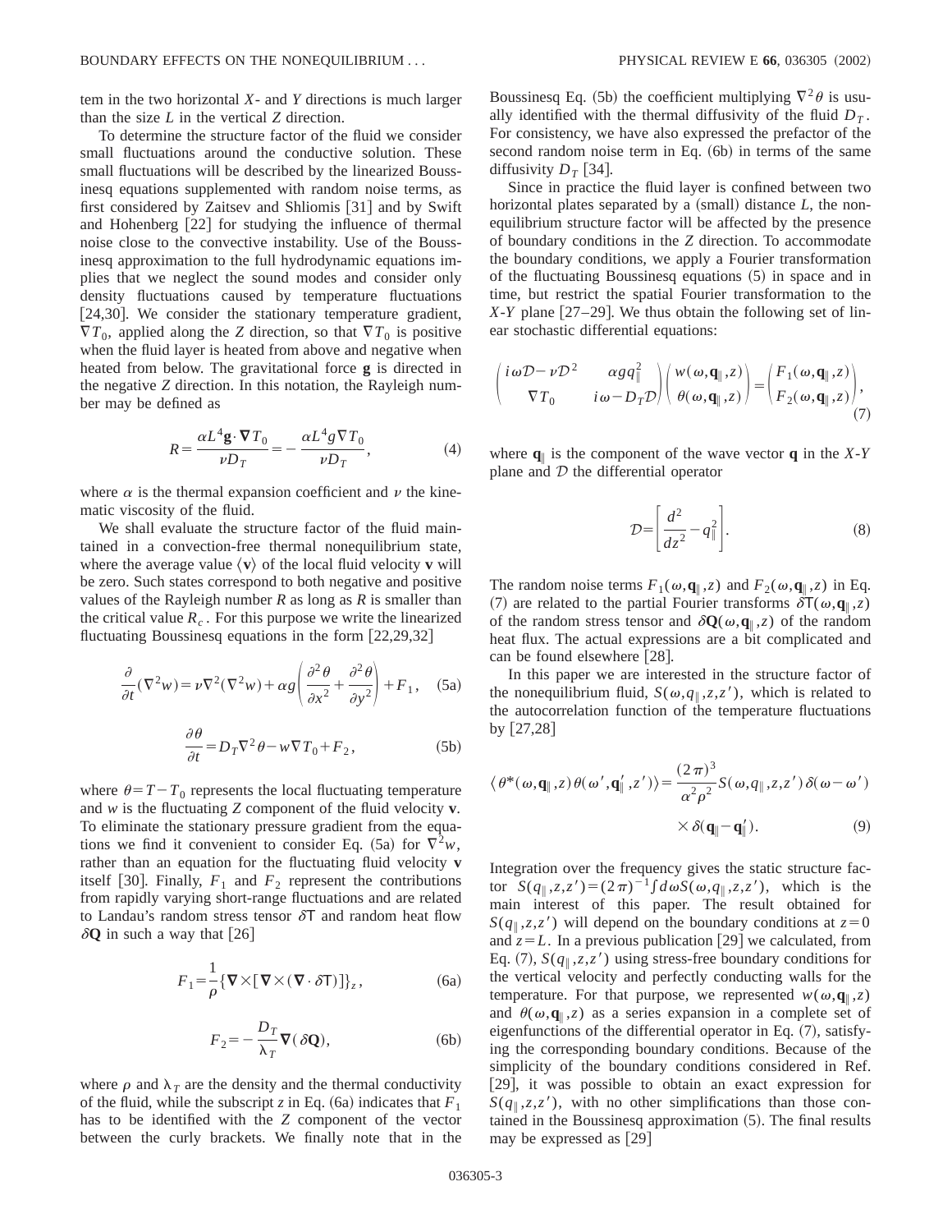tem in the two horizontal $X$- and $Y$ directions is much larger than the size $L$ in the vertical $Z$ direction.

To determine the structure factor of the fluid we consider small fluctuations around the conductive solution. These small fluctuations will be described by the linearized Boussinesq equations supplemented with random noise terms, as first considered by Zaitsev and Shliomis [31] and by Swift and Hohenberg [22] for studying the influence of thermal noise close to the convective instability. Use of the Boussinesq approximation to the full hydrodynamic equations implies that we neglect the sound modes and consider only density fluctuations caused by temperature fluctuations [24,30]. We consider the stationary temperature gradient, $\nabla T_0$, applied along the $Z$ direction, so that $\nabla T_0$ is positive when the fluid layer is heated from above and negative when heated from below. The gravitational force $\mathbf{g}$ is directed in the negative $Z$ direction. In this notation, the Rayleigh number may be defined as

$$R = \frac{\alpha L^4 \mathbf{g} \cdot \boldsymbol{\nabla} T_0}{\nu D_T} = -\frac{\alpha L^4 g \nabla T_0}{\nu D_T}, \tag{4}$$

where $\alpha$ is the thermal expansion coefficient and $\nu$ the kinematic viscosity of the fluid.

We shall evaluate the structure factor of the fluid maintained in a convection-free thermal nonequilibrium state, where the average value $\langle \mathbf{v} \rangle$ of the local fluid velocity $\mathbf{v}$ will be zero. Such states correspond to both negative and positive values of the Rayleigh number $R$ as long as $R$ is smaller than the critical value $R_c$. For this purpose we write the linearized fluctuating Boussinesq equations in the form [22,29,32]

$$\frac{\partial}{\partial t}(\nabla^2 w) = \nu \nabla^2(\nabla^2 w) + \alpha g \left( \frac{\partial^2 \theta}{\partial x^2} + \frac{\partial^2 \theta}{\partial y^2} \right) + F_1, \tag{5a}$$

$$\frac{\partial \theta}{\partial t} = D_T \nabla^2 \theta - w \nabla T_0 + F_2, \tag{5b}$$

where $\theta = T - T_0$ represents the local fluctuating temperature and $w$ is the fluctuating $Z$ component of the fluid velocity $\mathbf{v}$. To eliminate the stationary pressure gradient from the equations we find it convenient to consider Eq. (5a) for $\nabla^2 w$, rather than an equation for the fluctuating fluid velocity $\mathbf{v}$ itself [30]. Finally, $F_1$ and $F_2$ represent the contributions from rapidly varying short-range fluctuations and are related to Landau's random stress tensor $\delta \mathsf{T}$ and random heat flow $\delta \mathbf{Q}$ in such a way that [26]

$$F_1 = \frac{1}{\rho} \{ \boldsymbol{\nabla} \times [\boldsymbol{\nabla} \times (\boldsymbol{\nabla} \cdot \delta \mathsf{T})] \}_z, \tag{6a}$$

$$F_2 = -\frac{D_T}{\lambda_T} \boldsymbol{\nabla}(\delta \mathbf{Q}), \tag{6b}$$

where $\rho$ and $\lambda_T$ are the density and the thermal conductivity of the fluid, while the subscript $z$ in Eq. (6a) indicates that $F_1$ has to be identified with the $Z$ component of the vector between the curly brackets. We finally note that in the Boussinesq Eq. (5b) the coefficient multiplying $\nabla^2 \theta$ is usually identified with the thermal diffusivity of the fluid $D_T$. For consistency, we have also expressed the prefactor of the second random noise term in Eq. (6b) in terms of the same diffusivity $D_T$ [34].

Since in practice the fluid layer is confined between two horizontal plates separated by a (small) distance $L$, the nonequilibrium structure factor will be affected by the presence of boundary conditions in the $Z$ direction. To accommodate the boundary conditions, we apply a Fourier transformation of the fluctuating Boussinesq equations (5) in space and in time, but restrict the spatial Fourier transformation to the $X$-$Y$ plane [27–29]. We thus obtain the following set of linear stochastic differential equations:

$$\begin{pmatrix} i\omega \mathcal{D} - \nu \mathcal{D}^2 & \alpha g q_\parallel^2 \\ \nabla T_0 & i\omega - D_T \mathcal{D} \end{pmatrix} \begin{pmatrix} w(\omega, \mathbf{q}_\parallel, z) \\ \theta(\omega, \mathbf{q}_\parallel, z) \end{pmatrix} = \begin{pmatrix} F_1(\omega, \mathbf{q}_\parallel, z) \\ F_2(\omega, \mathbf{q}_\parallel, z) \end{pmatrix}, \tag{7}$$

where $\mathbf{q}_\parallel$ is the component of the wave vector $\mathbf{q}$ in the $X$-$Y$ plane and $\mathcal{D}$ the differential operator

$$\mathcal{D} = \left[ \frac{d^2}{dz^2} - q_\parallel^2 \right]. \tag{8}$$

The random noise terms $F_1(\omega, \mathbf{q}_\parallel, z)$ and $F_2(\omega, \mathbf{q}_\parallel, z)$ in Eq. (7) are related to the partial Fourier transforms $\delta \mathsf{T}(\omega, \mathbf{q}_\parallel, z)$ of the random stress tensor and $\delta \mathbf{Q}(\omega, \mathbf{q}_\parallel, z)$ of the random heat flux. The actual expressions are a bit complicated and can be found elsewhere [28].

In this paper we are interested in the structure factor of the nonequilibrium fluid, $S(\omega, q_\parallel, z, z')$, which is related to the autocorrelation function of the temperature fluctuations by [27,28]

$$\langle \theta^*(\omega, \mathbf{q}_\parallel, z) \theta(\omega', \mathbf{q}_\parallel', z') \rangle = \frac{(2\pi)^3}{\alpha^2 \rho^2} S(\omega, q_\parallel, z, z') \delta(\omega - \omega') \times \delta(\mathbf{q}_\parallel - \mathbf{q}_\parallel'). \tag{9}$$

Integration over the frequency gives the static structure factor $S(q_\parallel, z, z') = (2\pi)^{-1} \int d\omega S(\omega, q_\parallel, z, z')$, which is the main interest of this paper. The result obtained for $S(q_\parallel, z, z')$ will depend on the boundary conditions at $z = 0$ and $z = L$. In a previous publication [29] we calculated, from Eq. (7), $S(q_\parallel, z, z')$ using stress-free boundary conditions for the vertical velocity and perfectly conducting walls for the temperature. For that purpose, we represented $w(\omega, \mathbf{q}_\parallel, z)$ and $\theta(\omega, \mathbf{q}_\parallel, z)$ as a series expansion in a complete set of eigenfunctions of the differential operator in Eq. (7), satisfying the corresponding boundary conditions. Because of the simplicity of the boundary conditions considered in Ref. [29], it was possible to obtain an exact expression for $S(q_\parallel, z, z')$, with no other simplifications than those contained in the Boussinesq approximation (5). The final results may be expressed as [29]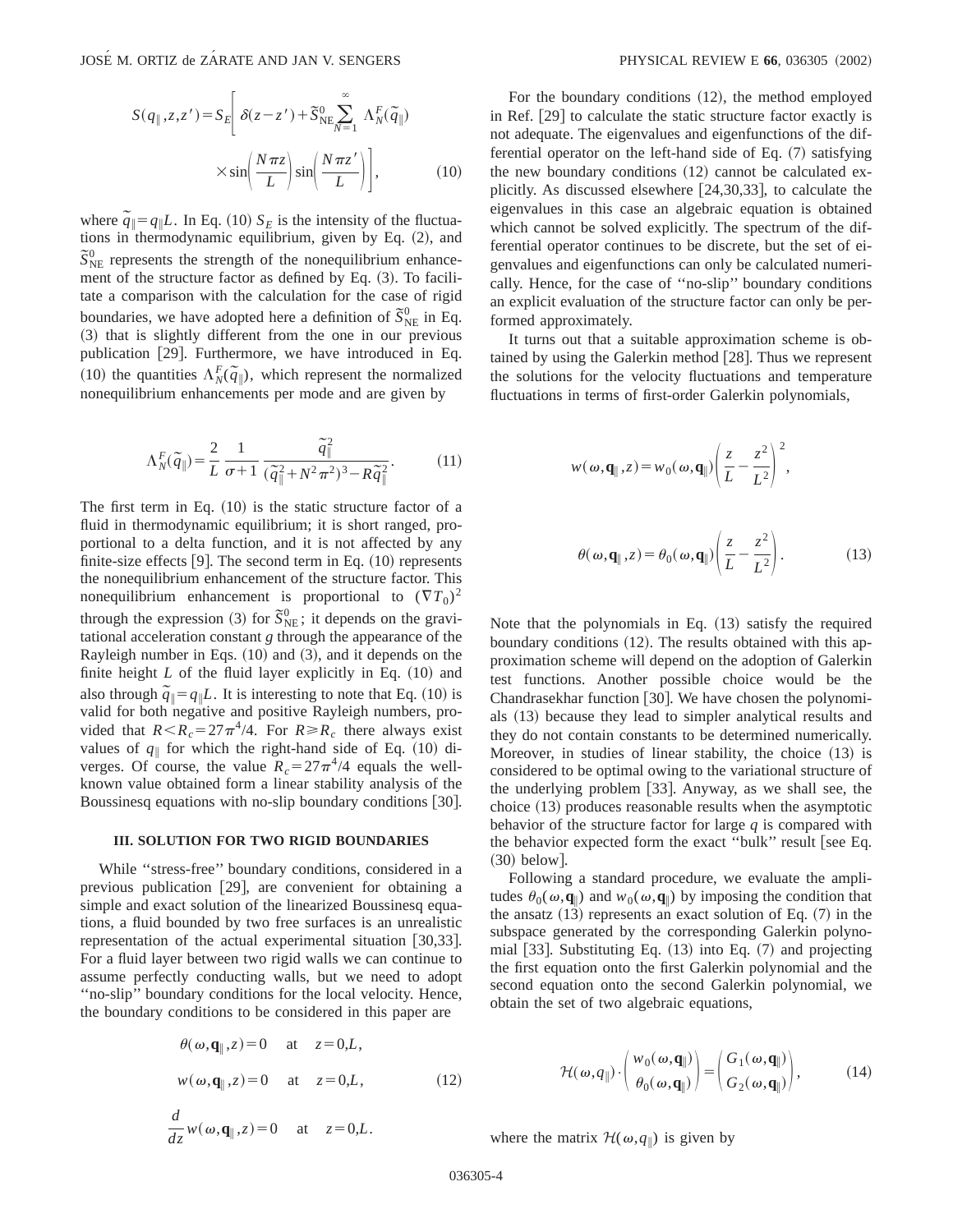$$S(q_\parallel, z, z') = S_E \left[ \delta(z - z') + \widetilde{S}^0_{\text{NE}} \sum_{N=1}^{\infty} \Lambda^F_N(\widetilde{q}_\parallel) \times \sin\left(\frac{N\pi z}{L}\right) \sin\left(\frac{N\pi z'}{L}\right) \right], \tag{10}$$

where $\widetilde{q}_\parallel = q_\parallel L$. In Eq. (10) $S_E$ is the intensity of the fluctuations in thermodynamic equilibrium, given by Eq. (2), and $\widetilde{S}^0_{\text{NE}}$ represents the strength of the nonequilibrium enhancement of the structure factor as defined by Eq. (3). To facilitate a comparison with the calculation for the case of rigid boundaries, we have adopted here a definition of $\widetilde{S}^0_{\text{NE}}$ in Eq. (3) that is slightly different from the one in our previous publication [29]. Furthermore, we have introduced in Eq. (10) the quantities $\Lambda^F_N(\widetilde{q}_\parallel)$, which represent the normalized nonequilibrium enhancements per mode and are given by

$$\Lambda^F_N(\widetilde{q}_\parallel) = \frac{2}{L} \frac{1}{\sigma + 1} \frac{\widetilde{q}_\parallel^2}{(\widetilde{q}_\parallel^2 + N^2\pi^2)^3 - R\widetilde{q}_\parallel^2}. \tag{11}$$

The first term in Eq. (10) is the static structure factor of a fluid in thermodynamic equilibrium; it is short ranged, proportional to a delta function, and it is not affected by any finite-size effects [9]. The second term in Eq. (10) represents the nonequilibrium enhancement of the structure factor. This nonequilibrium enhancement is proportional to $(\nabla T_0)^2$ through the expression (3) for $\widetilde{S}^0_{\text{NE}}$; it depends on the gravitational acceleration constant $g$ through the appearance of the Rayleigh number in Eqs. (10) and (3), and it depends on the finite height $L$ of the fluid layer explicitly in Eq. (10) and also through $\widetilde{q}_\parallel = q_\parallel L$. It is interesting to note that Eq. (10) is valid for both negative and positive Rayleigh numbers, provided that $R < R_c = 27\pi^4/4$. For $R \geq R_c$ there always exist values of $q_\parallel$ for which the right-hand side of Eq. (10) diverges. Of course, the value $R_c = 27\pi^4/4$ equals the well-known value obtained form a linear stability analysis of the Boussinesq equations with no-slip boundary conditions [30].

### III. SOLUTION FOR TWO RIGID BOUNDARIES

While ''stress-free'' boundary conditions, considered in a previous publication [29], are convenient for obtaining a simple and exact solution of the linearized Boussinesq equations, a fluid bounded by two free surfaces is an unrealistic representation of the actual experimental situation [30,33]. For a fluid layer between two rigid walls we can continue to assume perfectly conducting walls, but we need to adopt ''no-slip'' boundary conditions for the local velocity. Hence, the boundary conditions to be considered in this paper are

$$\begin{aligned} \theta(\omega, \mathbf{q}_\parallel, z) &= 0 \quad \text{at} \quad z = 0, L, \\ w(\omega, \mathbf{q}_\parallel, z) &= 0 \quad \text{at} \quad z = 0, L, \\ \frac{d}{dz} w(\omega, \mathbf{q}_\parallel, z) &= 0 \quad \text{at} \quad z = 0, L. \end{aligned} \tag{12}$$

For the boundary conditions (12), the method employed in Ref. [29] to calculate the static structure factor exactly is not adequate. The eigenvalues and eigenfunctions of the differential operator on the left-hand side of Eq. (7) satisfying the new boundary conditions (12) cannot be calculated explicitly. As discussed elsewhere [24,30,33], to calculate the eigenvalues in this case an algebraic equation is obtained which cannot be solved explicitly. The spectrum of the differential operator continues to be discrete, but the set of eigenvalues and eigenfunctions can only be calculated numerically. Hence, for the case of ''no-slip'' boundary conditions an explicit evaluation of the structure factor can only be performed approximately.

It turns out that a suitable approximation scheme is obtained by using the Galerkin method [28]. Thus we represent the solutions for the velocity fluctuations and temperature fluctuations in terms of first-order Galerkin polynomials,

$$\begin{aligned} w(\omega, \mathbf{q}_\parallel, z) &= w_0(\omega, \mathbf{q}_\parallel) \left( \frac{z}{L} - \frac{z^2}{L^2} \right)^2, \\ \theta(\omega, \mathbf{q}_\parallel, z) &= \theta_0(\omega, \mathbf{q}_\parallel) \left( \frac{z}{L} - \frac{z^2}{L^2} \right). \end{aligned} \tag{13}$$

Note that the polynomials in Eq. (13) satisfy the required boundary conditions (12). The results obtained with this approximation scheme will depend on the adoption of Galerkin test functions. Another possible choice would be the Chandrasekhar function [30]. We have chosen the polynomials (13) because they lead to simpler analytical results and they do not contain constants to be determined numerically. Moreover, in studies of linear stability, the choice (13) is considered to be optimal owing to the variational structure of the underlying problem [33]. Anyway, as we shall see, the choice (13) produces reasonable results when the asymptotic behavior of the structure factor for large $q$ is compared with the behavior expected form the exact ''bulk'' result [see Eq. (30) below].

Following a standard procedure, we evaluate the amplitudes $\theta_0(\omega, \mathbf{q}_\parallel)$ and $w_0(\omega, \mathbf{q}_\parallel)$ by imposing the condition that the ansatz (13) represents an exact solution of Eq. (7) in the subspace generated by the corresponding Galerkin polynomial [33]. Substituting Eq. (13) into Eq. (7) and projecting the first equation onto the first Galerkin polynomial and the second equation onto the second Galerkin polynomial, we obtain the set of two algebraic equations,

$$\mathcal{H}(\omega, q_\parallel) \cdot \begin{pmatrix} w_0(\omega, \mathbf{q}_\parallel) \\ \theta_0(\omega, \mathbf{q}_\parallel) \end{pmatrix} = \begin{pmatrix} G_1(\omega, \mathbf{q}_\parallel) \\ G_2(\omega, \mathbf{q}_\parallel) \end{pmatrix}, \tag{14}$$

where the matrix $\mathcal{H}(\omega, q_\parallel)$ is given by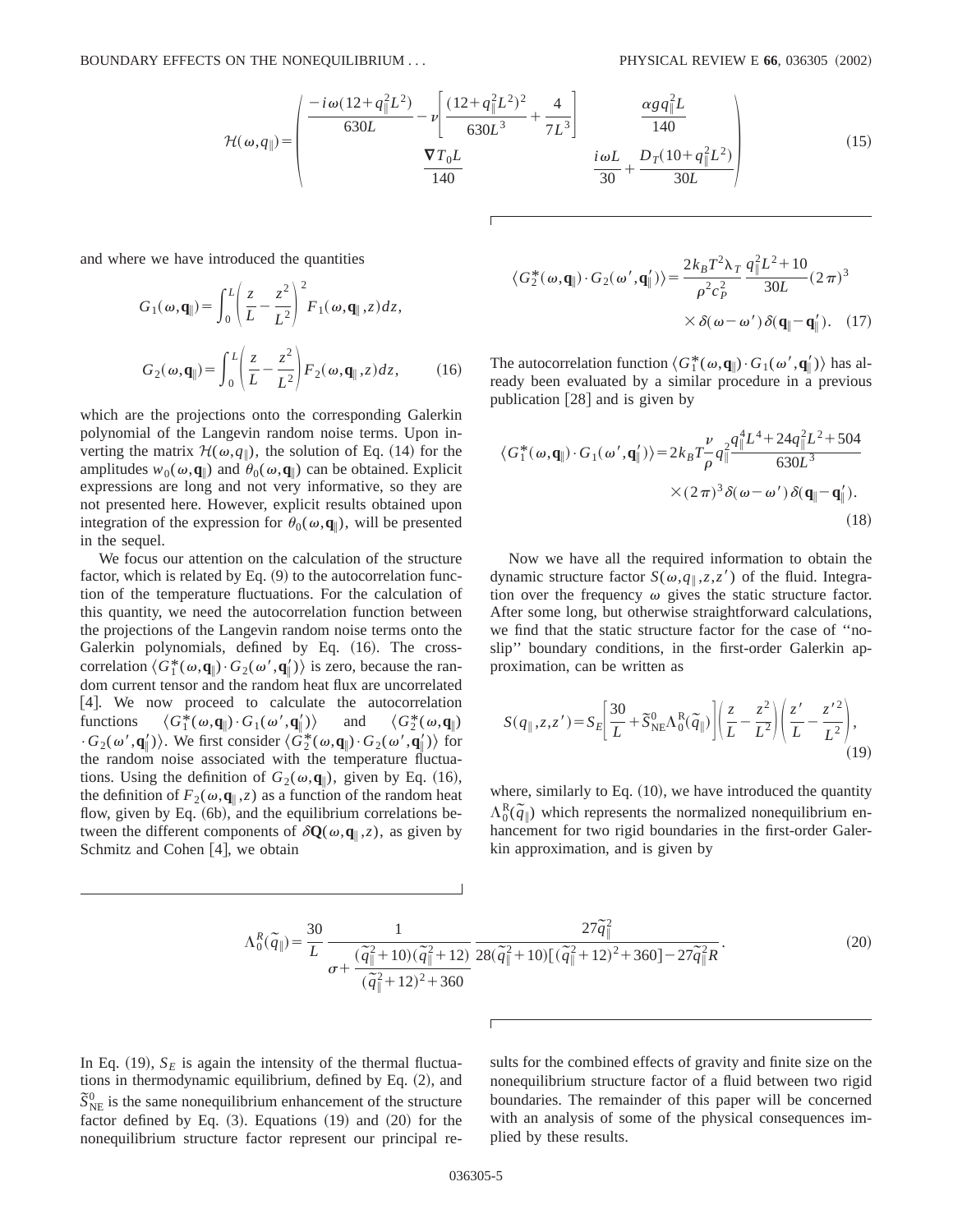$$
\mathcal{H}(\omega,q_\parallel)=\begin{pmatrix} \dfrac{-i\omega(12+q_\parallel^2L^2)}{630L}-\nu\left[\dfrac{(12+q_\parallel^2L^2)^2}{630L^3}+\dfrac{4}{7L^3}\right] & \dfrac{\alpha g q_\parallel^2 L}{140} \\ \dfrac{\nabla T_0 L}{140} & \dfrac{i\omega L}{30}+\dfrac{D_T(10+q_\parallel^2L^2)}{30L} \end{pmatrix} \tag{15}
$$

and where we have introduced the quantities

$$
G_1(\omega,\mathbf{q}_\parallel)=\int_0^L\left(\frac{z}{L}-\frac{z^2}{L^2}\right)^2 F_1(\omega,\mathbf{q}_\parallel,z)dz,
$$

$$
G_2(\omega,\mathbf{q}_\parallel)=\int_0^L\left(\frac{z}{L}-\frac{z^2}{L^2}\right) F_2(\omega,\mathbf{q}_\parallel,z)dz, \tag{16}
$$

which are the projections onto the corresponding Galerkin polynomial of the Langevin random noise terms. Upon inverting the matrix $\mathcal{H}(\omega,q_\parallel)$, the solution of Eq. (14) for the amplitudes $w_0(\omega,\mathbf{q}_\parallel)$ and $\theta_0(\omega,\mathbf{q}_\parallel)$ can be obtained. Explicit expressions are long and not very informative, so they are not presented here. However, explicit results obtained upon integration of the expression for $\theta_0(\omega,\mathbf{q}_\parallel)$, will be presented in the sequel.

We focus our attention on the calculation of the structure factor, which is related by Eq. (9) to the autocorrelation function of the temperature fluctuations. For the calculation of this quantity, we need the autocorrelation function between the projections of the Langevin random noise terms onto the Galerkin polynomials, defined by Eq. (16). The cross-correlation $\langle G_1^*(\omega,\mathbf{q}_\parallel)\cdot G_2(\omega',\mathbf{q}_\parallel')\rangle$ is zero, because the random current tensor and the random heat flux are uncorrelated [4]. We now proceed to calculate the autocorrelation functions $\langle G_1^*(\omega,\mathbf{q}_\parallel)\cdot G_1(\omega',\mathbf{q}_\parallel')\rangle$ and $\langle G_2^*(\omega,\mathbf{q}_\parallel)\cdot G_2(\omega',\mathbf{q}_\parallel')\rangle$. We first consider $\langle G_2^*(\omega,\mathbf{q}_\parallel)\cdot G_2(\omega',\mathbf{q}_\parallel')\rangle$ for the random noise associated with the temperature fluctuations. Using the definition of $G_2(\omega,\mathbf{q}_\parallel)$, given by Eq. (16), the definition of $F_2(\omega,\mathbf{q}_\parallel,z)$ as a function of the random heat flow, given by Eq. (6b), and the equilibrium correlations between the different components of $\delta\mathbf{Q}(\omega,\mathbf{q}_\parallel,z)$, as given by Schmitz and Cohen [4], we obtain

$$
\langle G_2^*(\omega,\mathbf{q}_\parallel)\cdot G_2(\omega',\mathbf{q}_\parallel')\rangle=\frac{2k_BT^2\lambda_T}{\rho^2c_P^2}\frac{q_\parallel^2L^2+10}{30L}(2\pi)^3 \times\delta(\omega-\omega')\delta(\mathbf{q}_\parallel-\mathbf{q}_\parallel'). \tag{17}
$$

The autocorrelation function $\langle G_1^*(\omega,\mathbf{q}_\parallel)\cdot G_1(\omega',\mathbf{q}_\parallel')\rangle$ has already been evaluated by a similar procedure in a previous publication [28] and is given by

$$
\langle G_1^*(\omega,\mathbf{q}_\parallel)\cdot G_1(\omega',\mathbf{q}_\parallel')\rangle=2k_BT\frac{\nu}{\rho}q_\parallel^2\frac{q_\parallel^4L^4+24q_\parallel^2L^2+504}{630L^3} \times(2\pi)^3\delta(\omega-\omega')\delta(\mathbf{q}_\parallel-\mathbf{q}_\parallel'). \tag{18}
$$

Now we have all the required information to obtain the dynamic structure factor $S(\omega,q_\parallel,z,z')$ of the fluid. Integration over the frequency $\omega$ gives the static structure factor. After some long, but otherwise straightforward calculations, we find that the static structure factor for the case of "no-slip" boundary conditions, in the first-order Galerkin approximation, can be written as

$$
S(q_\parallel,z,z')=S_E\left[\frac{30}{L}+\tilde{S}_{\mathrm{NE}}^0\Lambda_0^{\mathrm{R}}(\tilde{q}_\parallel)\right]\left(\frac{z}{L}-\frac{z^2}{L^2}\right)\left(\frac{z'}{L}-\frac{z'^2}{L^2}\right), \tag{19}
$$

where, similarly to Eq. (10), we have introduced the quantity $\Lambda_0^{\mathrm{R}}(\tilde{q}_\parallel)$ which represents the normalized nonequilibrium enhancement for two rigid boundaries in the first-order Galerkin approximation, and is given by

$$
\Lambda_0^R(\tilde{q}_\parallel)=\frac{30}{L}\,\frac{1}{\sigma+\dfrac{(\tilde{q}_\parallel^2+10)(\tilde{q}_\parallel^2+12)}{(\tilde{q}_\parallel^2+12)^2+360}}\,\frac{27\tilde{q}_\parallel^2}{28(\tilde{q}_\parallel^2+10)[(\tilde{q}_\parallel^2+12)^2+360]-27\tilde{q}_\parallel^2R}. \tag{20}
$$

In Eq. (19), $S_E$ is again the intensity of the thermal fluctuations in thermodynamic equilibrium, defined by Eq. (2), and $\tilde{S}_{\mathrm{NE}}^0$ is the same nonequilibrium enhancement of the structure factor defined by Eq. (3). Equations (19) and (20) for the nonequilibrium structure factor represent our principal results for the combined effects of gravity and finite size on the nonequilibrium structure factor of a fluid between two rigid boundaries. The remainder of this paper will be concerned with an analysis of some of the physical consequences implied by these results.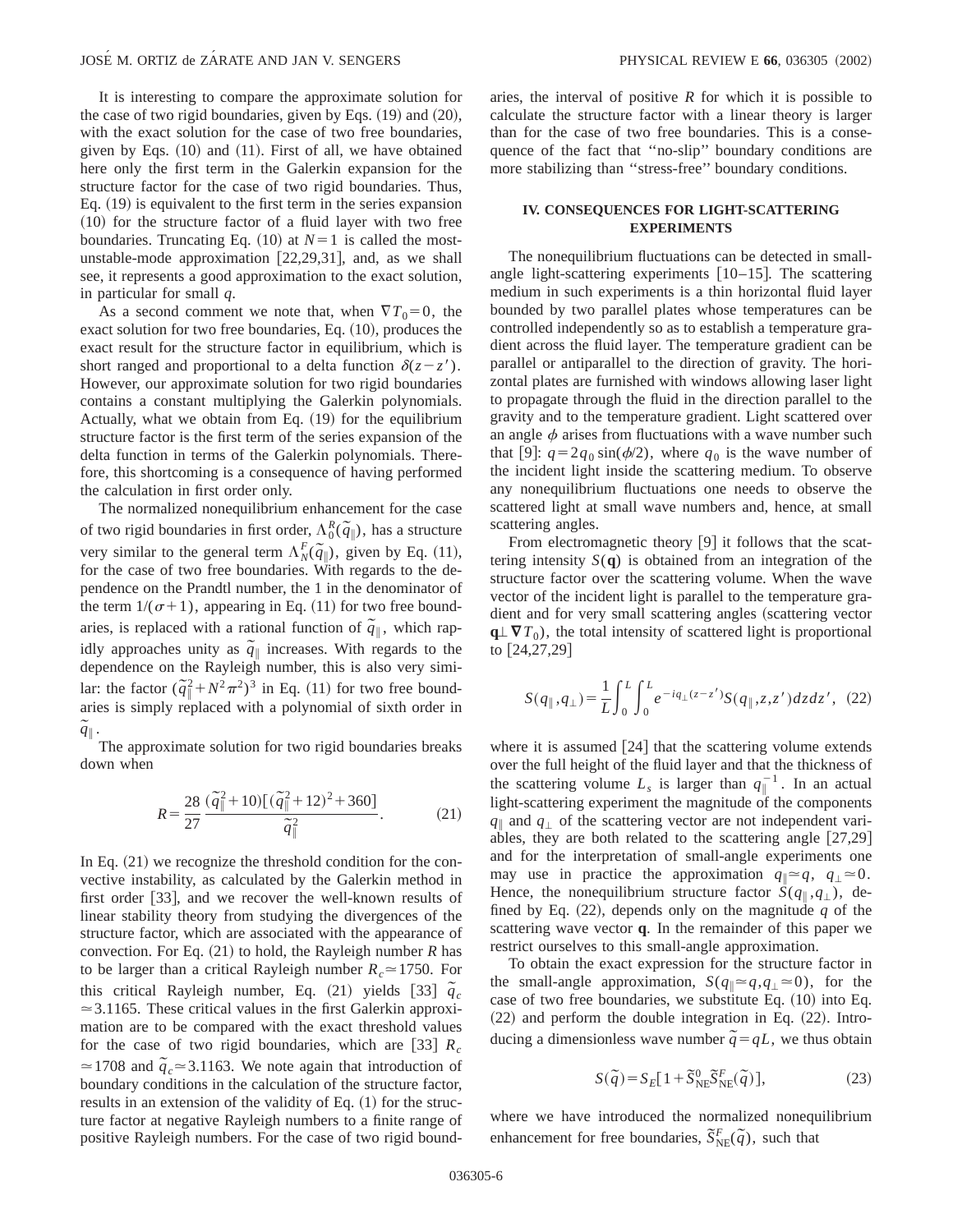It is interesting to compare the approximate solution for the case of two rigid boundaries, given by Eqs. (19) and (20), with the exact solution for the case of two free boundaries, given by Eqs. (10) and (11). First of all, we have obtained here only the first term in the Galerkin expansion for the structure factor for the case of two rigid boundaries. Thus, Eq. (19) is equivalent to the first term in the series expansion (10) for the structure factor of a fluid layer with two free boundaries. Truncating Eq. (10) at $N=1$ is called the most-unstable-mode approximation [22,29,31], and, as we shall see, it represents a good approximation to the exact solution, in particular for small $q$.

As a second comment we note that, when $\nabla T_0 = 0$, the exact solution for two free boundaries, Eq. (10), produces the exact result for the structure factor in equilibrium, which is short ranged and proportional to a delta function $\delta(z-z')$. However, our approximate solution for two rigid boundaries contains a constant multiplying the Galerkin polynomials. Actually, what we obtain from Eq. (19) for the equilibrium structure factor is the first term of the series expansion of the delta function in terms of the Galerkin polynomials. Therefore, this shortcoming is a consequence of having performed the calculation in first order only.

The normalized nonequilibrium enhancement for the case of two rigid boundaries in first order, $\Lambda_0^R(\tilde{q}_\parallel)$, has a structure very similar to the general term $\Lambda_N^F(\tilde{q}_\parallel)$, given by Eq. (11), for the case of two free boundaries. With regards to the dependence on the Prandtl number, the 1 in the denominator of the term $1/(\sigma+1)$, appearing in Eq. (11) for two free boundaries, is replaced with a rational function of $\tilde{q}_\parallel$, which rapidly approaches unity as $\tilde{q}_\parallel$ increases. With regards to the dependence on the Rayleigh number, this is also very similar: the factor $(\tilde{q}_\parallel^2 + N^2\pi^2)^3$ in Eq. (11) for two free boundaries is simply replaced with a polynomial of sixth order in $\tilde{q}_\parallel$.

The approximate solution for two rigid boundaries breaks down when

$$R = \frac{28}{27}\,\frac{(\tilde{q}_\parallel^2+10)[(\tilde{q}_\parallel^2+12)^2+360]}{\tilde{q}_\parallel^2}. \tag{21}$$

In Eq. (21) we recognize the threshold condition for the convective instability, as calculated by the Galerkin method in first order [33], and we recover the well-known results of linear stability theory from studying the divergences of the structure factor, which are associated with the appearance of convection. For Eq. (21) to hold, the Rayleigh number $R$ has to be larger than a critical Rayleigh number $R_c \simeq 1750$. For this critical Rayleigh number, Eq. (21) yields [33] $\tilde{q}_c \simeq 3.1165$. These critical values in the first Galerkin approximation are to be compared with the exact threshold values for the case of two rigid boundaries, which are [33] $R_c \simeq 1708$ and $\tilde{q}_c \simeq 3.1163$. We note again that introduction of boundary conditions in the calculation of the structure factor, results in an extension of the validity of Eq. (1) for the structure factor at negative Rayleigh numbers to a finite range of positive Rayleigh numbers. For the case of two rigid boundaries, the interval of positive $R$ for which it is possible to calculate the structure factor with a linear theory is larger than for the case of two free boundaries. This is a consequence of the fact that "no-slip" boundary conditions are more stabilizing than "stress-free" boundary conditions.

## IV. CONSEQUENCES FOR LIGHT-SCATTERING EXPERIMENTS

The nonequilibrium fluctuations can be detected in small-angle light-scattering experiments [10–15]. The scattering medium in such experiments is a thin horizontal fluid layer bounded by two parallel plates whose temperatures can be controlled independently so as to establish a temperature gradient across the fluid layer. The temperature gradient can be parallel or antiparallel to the direction of gravity. The horizontal plates are furnished with windows allowing laser light to propagate through the fluid in the direction parallel to the gravity and to the temperature gradient. Light scattered over an angle $\phi$ arises from fluctuations with a wave number such that [9]: $q = 2q_0\sin(\phi/2)$, where $q_0$ is the wave number of the incident light inside the scattering medium. To observe any nonequilibrium fluctuations one needs to observe the scattered light at small wave numbers and, hence, at small scattering angles.

From electromagnetic theory [9] it follows that the scattering intensity $S(\mathbf{q})$ is obtained from an integration of the structure factor over the scattering volume. When the wave vector of the incident light is parallel to the temperature gradient and for very small scattering angles (scattering vector $\mathbf{q}\perp\nabla T_0$), the total intensity of scattered light is proportional to [24,27,29]

$$S(q_\parallel,q_\perp) = \frac{1}{L}\int_0^L\int_0^L e^{-iq_\perp(z-z')}S(q_\parallel,z,z')\,dz\,dz', \tag{22}$$

where it is assumed [24] that the scattering volume extends over the full height of the fluid layer and that the thickness of the scattering volume $L_s$ is larger than $q_\parallel^{-1}$. In an actual light-scattering experiment the magnitude of the components $q_\parallel$ and $q_\perp$ of the scattering vector are not independent variables, they are both related to the scattering angle [27,29] and for the interpretation of small-angle experiments one may use in practice the approximation $q_\parallel \simeq q$, $q_\perp \simeq 0$. Hence, the nonequilibrium structure factor $S(q_\parallel,q_\perp)$, defined by Eq. (22), depends only on the magnitude $q$ of the scattering wave vector $\mathbf{q}$. In the remainder of this paper we restrict ourselves to this small-angle approximation.

To obtain the exact expression for the structure factor in the small-angle approximation, $S(q_\parallel \simeq q, q_\perp \simeq 0)$, for the case of two free boundaries, we substitute Eq. (10) into Eq. (22) and perform the double integration in Eq. (22). Introducing a dimensionless wave number $\tilde{q} = qL$, we thus obtain

$$S(\tilde{q}) = S_E[1+\tilde{S}_{\rm NE}^0\tilde{S}_{\rm NE}^F(\tilde{q})], \tag{23}$$

where we have introduced the normalized nonequilibrium enhancement for free boundaries, $\tilde{S}_{\rm NE}^F(\tilde{q})$, such that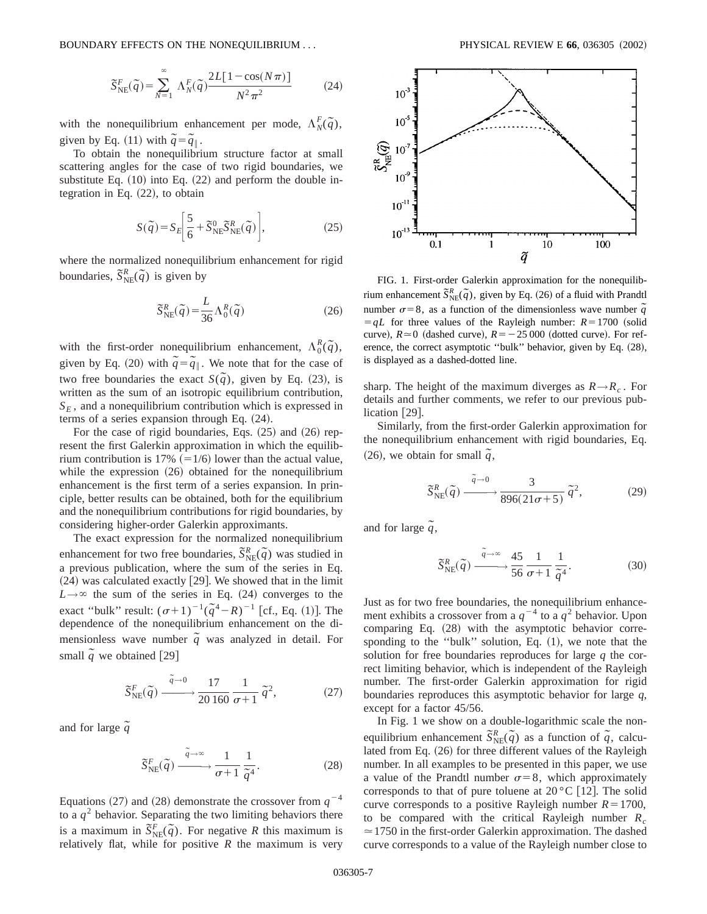$$\tilde{S}^F_{\rm NE}(\tilde{q}) = \sum_{N=1}^{\infty} \Lambda^F_N(\tilde{q}) \frac{2L[1-\cos(N\pi)]}{N^2\pi^2} \tag{24}$$

with the nonequilibrium enhancement per mode, $\Lambda^F_N(\tilde{q})$, given by Eq. (11) with $\tilde{q} = \tilde{q}_\parallel$.

To obtain the nonequilibrium structure factor at small scattering angles for the case of two rigid boundaries, we substitute Eq. (10) into Eq. (22) and perform the double integration in Eq. (22), to obtain

$$S(\tilde{q}) = S_E\left[\frac{5}{6} + \tilde{S}^0_{\rm NE}\tilde{S}^R_{\rm NE}(\tilde{q})\right], \tag{25}$$

where the normalized nonequilibrium enhancement for rigid boundaries, $\tilde{S}^R_{\rm NE}(\tilde{q})$ is given by

$$\tilde{S}^R_{\rm NE}(\tilde{q}) = \frac{L}{36}\Lambda^R_0(\tilde{q}) \tag{26}$$

with the first-order nonequilibrium enhancement, $\Lambda^R_0(\tilde{q})$, given by Eq. (20) with $\tilde{q} = \tilde{q}_\parallel$. We note that for the case of two free boundaries the exact $S(\tilde{q})$, given by Eq. (23), is written as the sum of an isotropic equilibrium contribution, $S_E$, and a nonequilibrium contribution which is expressed in terms of a series expansion through Eq. (24).

For the case of rigid boundaries, Eqs. (25) and (26) represent the first Galerkin approximation in which the equilibrium contribution is 17% (=1/6) lower than the actual value, while the expression (26) obtained for the nonequilibrium enhancement is the first term of a series expansion. In principle, better results can be obtained, both for the equilibrium and the nonequilibrium contributions for rigid boundaries, by considering higher-order Galerkin approximants.

The exact expression for the normalized nonequilibrium enhancement for two free boundaries, $\tilde{S}^R_{\rm NE}(\tilde{q})$ was studied in a previous publication, where the sum of the series in Eq. (24) was calculated exactly [29]. We showed that in the limit $L\to\infty$ the sum of the series in Eq. (24) converges to the exact "bulk" result: $(\sigma+1)^{-1}(\tilde{q}^4 - R)^{-1}$ [cf., Eq. (1)]. The dependence of the nonequilibrium enhancement on the dimensionless wave number $\tilde{q}$ was analyzed in detail. For small $\tilde{q}$ we obtained [29]

$$\tilde{S}^F_{\rm NE}(\tilde{q}) \xrightarrow{\tilde{q}\to 0} \frac{17}{20\,160}\frac{1}{\sigma+1}\tilde{q}^2, \tag{27}$$

and for large $\tilde{q}$

$$\tilde{S}^F_{\rm NE}(\tilde{q}) \xrightarrow{\tilde{q}\to\infty} \frac{1}{\sigma+1}\frac{1}{\tilde{q}^4}. \tag{28}$$

Equations (27) and (28) demonstrate the crossover from $q^{-4}$ to a $q^2$ behavior. Separating the two limiting behaviors there is a maximum in $\tilde{S}^F_{\rm NE}(\tilde{q})$. For negative $R$ this maximum is relatively flat, while for positive $R$ the maximum is very sharp. The height of the maximum diverges as $R\to R_c$. For details and further comments, we refer to our previous publication [29].

FIG. 1. First-order Galerkin approximation for the nonequilibrium enhancement $\tilde{S}^R_{\rm NE}(\tilde{q})$, given by Eq. (26) of a fluid with Prandtl number $\sigma=8$, as a function of the dimensionless wave number $\tilde{q} = qL$ for three values of the Rayleigh number: $R=1700$ (solid curve), $R\simeq 0$ (dashed curve), $R=-25\,000$ (dotted curve). For reference, the correct asymptotic "bulk" behavior, given by Eq. (28), is displayed as a dashed-dotted line.

Similarly, from the first-order Galerkin approximation for the nonequilibrium enhancement with rigid boundaries, Eq. (26), we obtain for small $\tilde{q}$,

$$\tilde{S}^R_{\rm NE}(\tilde{q}) \xrightarrow{\tilde{q}\to 0} \frac{3}{896(21\sigma+5)}\tilde{q}^2, \tag{29}$$

and for large $\tilde{q}$,

$$\tilde{S}^R_{\rm NE}(\tilde{q}) \xrightarrow{\tilde{q}\to\infty} \frac{45}{56}\frac{1}{\sigma+1}\frac{1}{\tilde{q}^4}. \tag{30}$$

Just as for two free boundaries, the nonequilibrium enhancement exhibits a crossover from a $q^{-4}$ to a $q^2$ behavior. Upon comparing Eq. (28) with the asymptotic behavior corresponding to the "bulk" solution, Eq. (1), we note that the solution for free boundaries reproduces for large $q$ the correct limiting behavior, which is independent of the Rayleigh number. The first-order Galerkin approximation for rigid boundaries reproduces this asymptotic behavior for large $q$, except for a factor 45/56.

In Fig. 1 we show on a double-logarithmic scale the nonequilibrium enhancement $\tilde{S}^R_{\rm NE}(\tilde{q})$ as a function of $\tilde{q}$, calculated from Eq. (26) for three different values of the Rayleigh number. In all examples to be presented in this paper, we use a value of the Prandtl number $\sigma=8$, which approximately corresponds to that of pure toluene at 20 °C [12]. The solid curve corresponds to a positive Rayleigh number $R=1700$, to be compared with the critical Rayleigh number $R_c \simeq 1750$ in the first-order Galerkin approximation. The dashed curve corresponds to a value of the Rayleigh number close to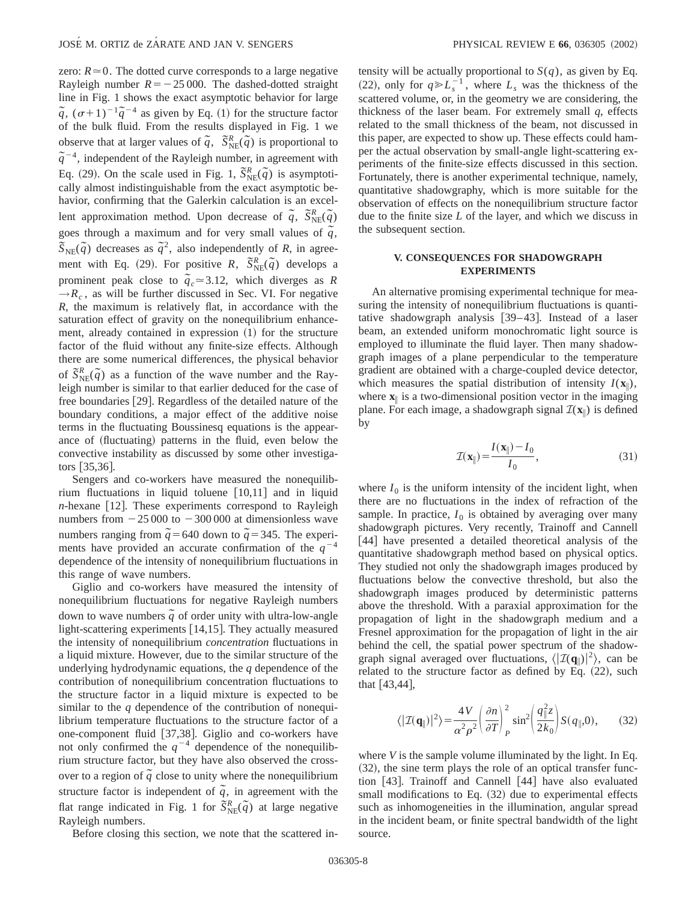zero: $R \simeq 0$. The dotted curve corresponds to a large negative Rayleigh number $R = -25\,000$. The dashed-dotted straight line in Fig. 1 shows the exact asymptotic behavior for large $\tilde{q}$, $(\sigma+1)^{-1}\tilde{q}^{-4}$ as given by Eq. (1) for the structure factor of the bulk fluid. From the results displayed in Fig. 1 we observe that at larger values of $\tilde{q}$, $\tilde{S}^{R}_{\rm NE}(\tilde{q})$ is proportional to $\tilde{q}^{-4}$, independent of the Rayleigh number, in agreement with Eq. (29). On the scale used in Fig. 1, $\tilde{S}^{R}_{\rm NE}(\tilde{q})$ is asymptotically almost indistinguishable from the exact asymptotic behavior, confirming that the Galerkin calculation is an excellent approximation method. Upon decrease of $\tilde{q}$, $\tilde{S}^{R}_{\rm NE}(\tilde{q})$ goes through a maximum and for very small values of $\tilde{q}$, $\tilde{S}_{\rm NE}(\tilde{q})$ decreases as $\tilde{q}^{2}$, also independently of $R$, in agreement with Eq. (29). For positive $R$, $\tilde{S}^{R}_{\rm NE}(\tilde{q})$ develops a prominent peak close to $\tilde{q}_c \simeq 3.12$, which diverges as $R \to R_c$, as will be further discussed in Sec. VI. For negative $R$, the maximum is relatively flat, in accordance with the saturation effect of gravity on the nonequilibrium enhancement, already contained in expression (1) for the structure factor of the fluid without any finite-size effects. Although there are some numerical differences, the physical behavior of $\tilde{S}^{R}_{\rm NE}(\tilde{q})$ as a function of the wave number and the Rayleigh number is similar to that earlier deduced for the case of free boundaries [29]. Regardless of the detailed nature of the boundary conditions, a major effect of the additive noise terms in the fluctuating Boussinesq equations is the appearance of (fluctuating) patterns in the fluid, even below the convective instability as discussed by some other investigators [35,36].

Sengers and co-workers have measured the nonequilibrium fluctuations in liquid toluene [10,11] and in liquid $n$-hexane [12]. These experiments correspond to Rayleigh numbers from $-25\,000$ to $-300\,000$ at dimensionless wave numbers ranging from $\tilde{q} = 640$ down to $\tilde{q} = 345$. The experiments have provided an accurate confirmation of the $q^{-4}$ dependence of the intensity of nonequilibrium fluctuations in this range of wave numbers.

Giglio and co-workers have measured the intensity of nonequilibrium fluctuations for negative Rayleigh numbers down to wave numbers $\tilde{q}$ of order unity with ultra-low-angle light-scattering experiments [14,15]. They actually measured the intensity of nonequilibrium *concentration* fluctuations in a liquid mixture. However, due to the similar structure of the underlying hydrodynamic equations, the $q$ dependence of the contribution of nonequilibrium concentration fluctuations to the structure factor in a liquid mixture is expected to be similar to the $q$ dependence of the contribution of nonequilibrium temperature fluctuations to the structure factor of a one-component fluid [37,38]. Giglio and co-workers have not only confirmed the $q^{-4}$ dependence of the nonequilibrium structure factor, but they have also observed the crossover to a region of $\tilde{q}$ close to unity where the nonequilibrium structure factor is independent of $\tilde{q}$, in agreement with the flat range indicated in Fig. 1 for $\tilde{S}^{R}_{\rm NE}(\tilde{q})$ at large negative Rayleigh numbers.

Before closing this section, we note that the scattered intensity will be actually proportional to $S(q)$, as given by Eq. (22), only for $q \gg L_s^{-1}$, where $L_s$ was the thickness of the scattered volume, or, in the geometry we are considering, the thickness of the laser beam. For extremely small $q$, effects related to the small thickness of the beam, not discussed in this paper, are expected to show up. These effects could hamper the actual observation by small-angle light-scattering experiments of the finite-size effects discussed in this section. Fortunately, there is another experimental technique, namely, quantitative shadowgraphy, which is more suitable for the observation of effects on the nonequilibrium structure factor due to the finite size $L$ of the layer, and which we discuss in the subsequent section.

## V. CONSEQUENCES FOR SHADOWGRAPH EXPERIMENTS

An alternative promising experimental technique for measuring the intensity of nonequilibrium fluctuations is quantitative shadowgraph analysis [39–43]. Instead of a laser beam, an extended uniform monochromatic light source is employed to illuminate the fluid layer. Then many shadowgraph images of a plane perpendicular to the temperature gradient are obtained with a charge-coupled device detector, which measures the spatial distribution of intensity $I(\mathbf{x}_\parallel)$, where $\mathbf{x}_\parallel$ is a two-dimensional position vector in the imaging plane. For each image, a shadowgraph signal $\mathcal{I}(\mathbf{x}_\parallel)$ is defined by

$$\mathcal{I}(\mathbf{x}_\parallel) = \frac{I(\mathbf{x}_\parallel) - I_0}{I_0}, \tag{31}$$

where $I_0$ is the uniform intensity of the incident light, when there are no fluctuations in the index of refraction of the sample. In practice, $I_0$ is obtained by averaging over many shadowgraph pictures. Very recently, Trainoff and Cannell [44] have presented a detailed theoretical analysis of the quantitative shadowgraph method based on physical optics. They studied not only the shadowgraph images produced by fluctuations below the convective threshold, but also the shadowgraph images produced by deterministic patterns above the threshold. With a paraxial approximation for the propagation of light in the shadowgraph medium and a Fresnel approximation for the propagation of light in the air behind the cell, the spatial power spectrum of the shadowgraph signal averaged over fluctuations, $\langle |\mathcal{I}(\mathbf{q}_\parallel)|^2 \rangle$, can be related to the structure factor as defined by Eq. (22), such that [43,44],

$$\langle |\mathcal{I}(\mathbf{q}_\parallel)|^2 \rangle = \frac{4V}{\alpha^2 \rho^2} \left( \frac{\partial n}{\partial T} \right)_P^2 \sin^2\!\left( \frac{q_\parallel^2 z}{2k_0} \right) S(q_\parallel, 0), \tag{32}$$

where $V$ is the sample volume illuminated by the light. In Eq. (32), the sine term plays the role of an optical transfer function [43]. Trainoff and Cannell [44] have also evaluated small modifications to Eq. (32) due to experimental effects such as inhomogeneities in the illumination, angular spread in the incident beam, or finite spectral bandwidth of the light source.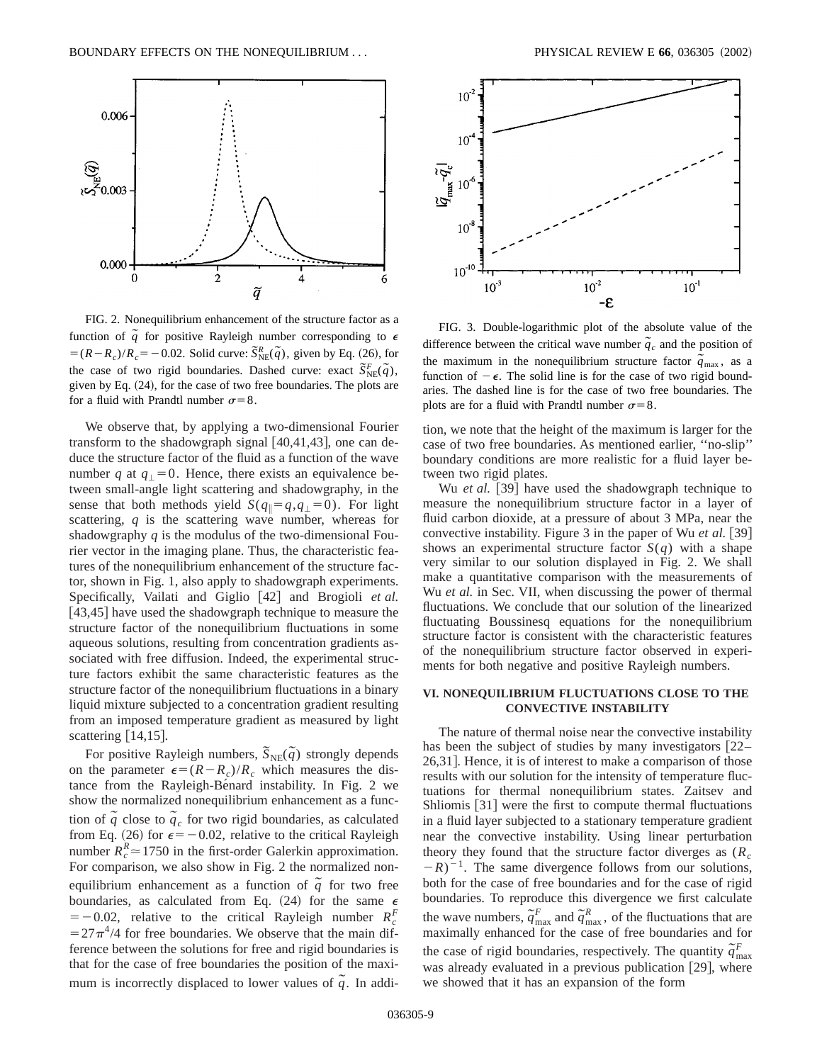FIG. 2. Nonequilibrium enhancement of the structure factor as a function of $\tilde{q}$ for positive Rayleigh number corresponding to $\epsilon = (R-R_c)/R_c = -0.02$. Solid curve: $\tilde{S}^R_{\rm NE}(\tilde{q})$, given by Eq. (26), for the case of two rigid boundaries. Dashed curve: exact $\tilde{S}^F_{\rm NE}(\tilde{q})$, given by Eq. (24), for the case of two free boundaries. The plots are for a fluid with Prandtl number $\sigma = 8$.

We observe that, by applying a two-dimensional Fourier transform to the shadowgraph signal [40,41,43], one can deduce the structure factor of the fluid as a function of the wave number $q$ at $q_\perp = 0$. Hence, there exists an equivalence between small-angle light scattering and shadowgraphy, in the sense that both methods yield $S(q_\parallel = q, q_\perp = 0)$. For light scattering, $q$ is the scattering wave number, whereas for shadowgraphy $q$ is the modulus of the two-dimensional Fourier vector in the imaging plane. Thus, the characteristic features of the nonequilibrium enhancement of the structure factor, shown in Fig. 1, also apply to shadowgraph experiments. Specifically, Vailati and Giglio [42] and Brogioli *et al.* [43,45] have used the shadowgraph technique to measure the structure factor of the nonequilibrium fluctuations in some aqueous solutions, resulting from concentration gradients associated with free diffusion. Indeed, the experimental structure factors exhibit the same characteristic features as the structure factor of the nonequilibrium fluctuations in a binary liquid mixture subjected to a concentration gradient resulting from an imposed temperature gradient as measured by light scattering [14,15].

For positive Rayleigh numbers, $\tilde{S}_{\rm NE}(\tilde{q})$ strongly depends on the parameter $\epsilon = (R-R_c)/R_c$ which measures the distance from the Rayleigh-Bénard instability. In Fig. 2 we show the normalized nonequilibrium enhancement as a function of $\tilde{q}$ close to $\tilde{q}_c$ for two rigid boundaries, as calculated from Eq. (26) for $\epsilon = -0.02$, relative to the critical Rayleigh number $R^R_c \simeq 1750$ in the first-order Galerkin approximation. For comparison, we also show in Fig. 2 the normalized nonequilibrium enhancement as a function of $\tilde{q}$ for two free boundaries, as calculated from Eq. (24) for the same $\epsilon = -0.02$, relative to the critical Rayleigh number $R^F_c = 27\pi^4/4$ for free boundaries. We observe that the main difference between the solutions for free and rigid boundaries is that for the case of free boundaries the position of the maximum is incorrectly displaced to lower values of $\tilde{q}$. In addition, we note that the height of the maximum is larger for the case of two free boundaries. As mentioned earlier, ''no-slip'' boundary conditions are more realistic for a fluid layer between two rigid plates.

FIG. 3. Double-logarithmic plot of the absolute value of the difference between the critical wave number $\tilde{q}_c$ and the position of the maximum in the nonequilibrium structure factor $\tilde{q}_{\rm max}$, as a function of $-\epsilon$. The solid line is for the case of two rigid boundaries. The dashed line is for the case of two free boundaries. The plots are for a fluid with Prandtl number $\sigma = 8$.

Wu *et al.* [39] have used the shadowgraph technique to measure the nonequilibrium structure factor in a layer of fluid carbon dioxide, at a pressure of about 3 MPa, near the convective instability. Figure 3 in the paper of Wu *et al.* [39] shows an experimental structure factor $S(q)$ with a shape very similar to our solution displayed in Fig. 2. We shall make a quantitative comparison with the measurements of Wu *et al.* in Sec. VII, when discussing the power of thermal fluctuations. We conclude that our solution of the linearized fluctuating Boussinesq equations for the nonequilibrium structure factor is consistent with the characteristic features of the nonequilibrium structure factor observed in experiments for both negative and positive Rayleigh numbers.

## VI. NONEQUILIBRIUM FLUCTUATIONS CLOSE TO THE CONVECTIVE INSTABILITY

The nature of thermal noise near the convective instability has been the subject of studies by many investigators [22–26,31]. Hence, it is of interest to make a comparison of those results with our solution for the intensity of temperature fluctuations for thermal nonequilibrium states. Zaitsev and Shliomis [31] were the first to compute thermal fluctuations in a fluid layer subjected to a stationary temperature gradient near the convective instability. Using linear perturbation theory they found that the structure factor diverges as $(R_c - R)^{-1}$. The same divergence follows from our solutions, both for the case of free boundaries and for the case of rigid boundaries. To reproduce this divergence we first calculate the wave numbers, $\tilde{q}^F_{\rm max}$ and $\tilde{q}^R_{\rm max}$, of the fluctuations that are maximally enhanced for the case of free boundaries and for the case of rigid boundaries, respectively. The quantity $\tilde{q}^F_{\rm max}$ was already evaluated in a previous publication [29], where we showed that it has an expansion of the form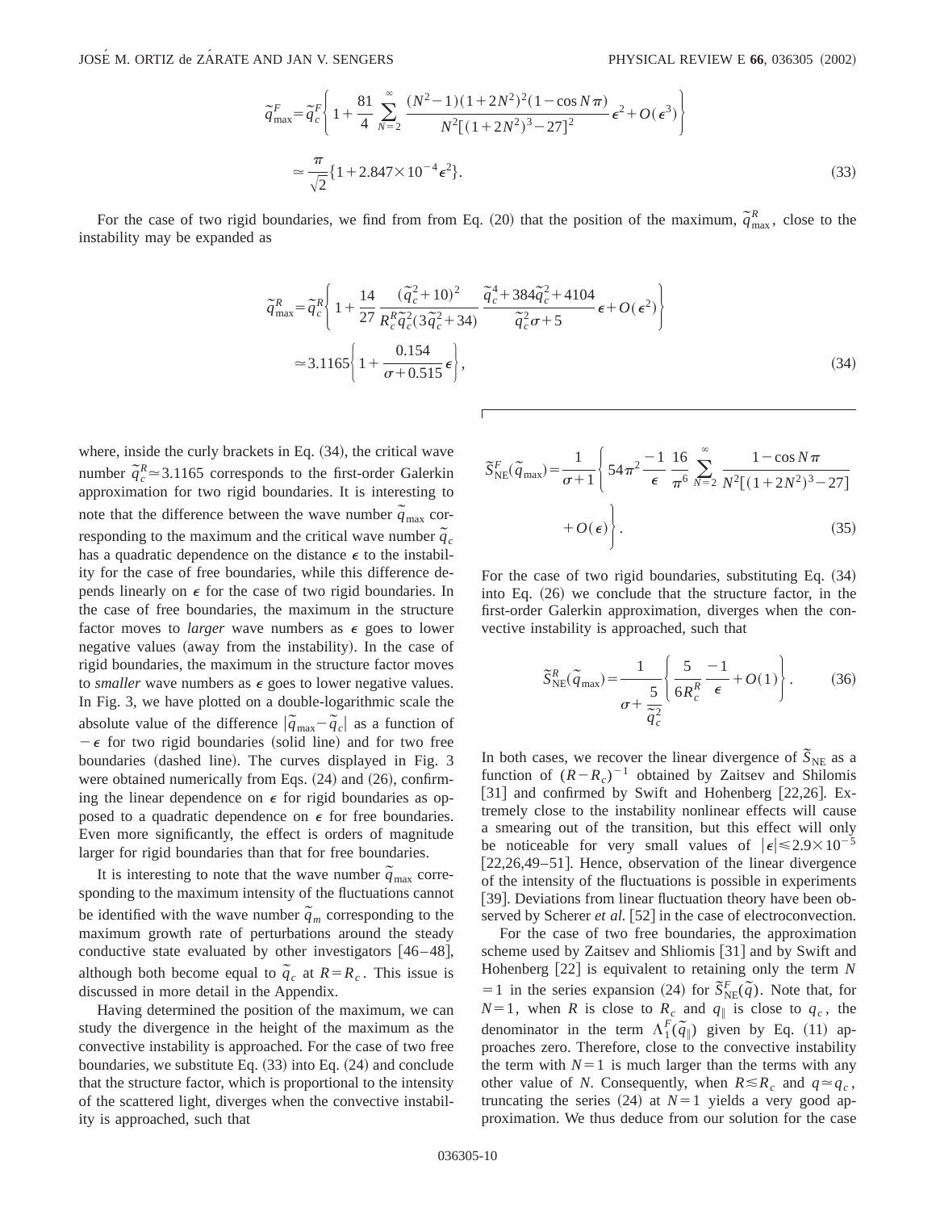$$\tilde{q}^F_{\max} = \tilde{q}^F_c \left\{ 1 + \frac{81}{4} \sum_{N=2}^{\infty} \frac{(N^2-1)(1+2N^2)^2(1-\cos N\pi)}{N^2[(1+2N^2)^3-27]^2} \epsilon^2 + O(\epsilon^3) \right\}$$

$$\simeq \frac{\pi}{\sqrt{2}} \{ 1 + 2.847 \times 10^{-4} \epsilon^2 \}. \tag{33}$$

For the case of two rigid boundaries, we find from from Eq. (20) that the position of the maximum, $\tilde{q}^R_{\max}$, close to the instability may be expanded as

$$\tilde{q}^R_{\max} = \tilde{q}^R_c \left\{ 1 + \frac{14}{27} \frac{(\tilde{q}^2_c+10)^2}{R^R_c \tilde{q}^2_c (3\tilde{q}^2_c+34)} \frac{\tilde{q}^4_c + 384\tilde{q}^2_c + 4104}{\tilde{q}^2_c \sigma + 5} \epsilon + O(\epsilon^2) \right\}$$

$$\simeq 3.1165 \left\{ 1 + \frac{0.154}{\sigma + 0.515} \epsilon \right\}, \tag{34}$$

where, inside the curly brackets in Eq. (34), the critical wave number $\tilde{q}^R_c \simeq 3.1165$ corresponds to the first-order Galerkin approximation for two rigid boundaries. It is interesting to note that the difference between the wave number $\tilde{q}_{\max}$ corresponding to the maximum and the critical wave number $\tilde{q}_c$ has a quadratic dependence on the distance $\epsilon$ to the instability for the case of free boundaries, while this difference depends linearly on $\epsilon$ for the case of two rigid boundaries. In the case of free boundaries, the maximum in the structure factor moves to *larger* wave numbers as $\epsilon$ goes to lower negative values (away from the instability). In the case of rigid boundaries, the maximum in the structure factor moves to *smaller* wave numbers as $\epsilon$ goes to lower negative values. In Fig. 3, we have plotted on a double-logarithmic scale the absolute value of the difference $|\tilde{q}_{\max} - \tilde{q}_c|$ as a function of $-\epsilon$ for two rigid boundaries (solid line) and for two free boundaries (dashed line). The curves displayed in Fig. 3 were obtained numerically from Eqs. (24) and (26), confirming the linear dependence on $\epsilon$ for rigid boundaries as opposed to a quadratic dependence on $\epsilon$ for free boundaries. Even more significantly, the effect is orders of magnitude larger for rigid boundaries than that for free boundaries.

It is interesting to note that the wave number $\tilde{q}_{\max}$ corresponding to the maximum intensity of the fluctuations cannot be identified with the wave number $\tilde{q}_m$ corresponding to the maximum growth rate of perturbations around the steady conductive state evaluated by other investigators [46–48], although both become equal to $\tilde{q}_c$ at $R = R_c$. This issue is discussed in more detail in the Appendix.

Having determined the position of the maximum, we can study the divergence in the height of the maximum as the convective instability is approached. For the case of two free boundaries, we substitute Eq. (33) into Eq. (24) and conclude that the structure factor, which is proportional to the intensity of the scattered light, diverges when the convective instability is approached, such that

$$\tilde{S}^F_{\mathrm{NE}}(\tilde{q}_{\max}) = \frac{1}{\sigma+1} \left\{ 54\pi^2 \frac{-1}{\epsilon} \frac{16}{\pi^6} \sum_{N=2}^{\infty} \frac{1-\cos N\pi}{N^2[(1+2N^2)^3-27]} + O(\epsilon) \right\}. \tag{35}$$

For the case of two rigid boundaries, substituting Eq. (34) into Eq. (26) we conclude that the structure factor, in the first-order Galerkin approximation, diverges when the convective instability is approached, such that

$$\tilde{S}^R_{\mathrm{NE}}(\tilde{q}_{\max}) = \frac{1}{\sigma + \frac{5}{\tilde{q}^2_c}} \left\{ \frac{5}{6R^R_c} \frac{-1}{\epsilon} + O(1) \right\}. \tag{36}$$

In both cases, we recover the linear divergence of $\tilde{S}_{\mathrm{NE}}$ as a function of $(R-R_c)^{-1}$ obtained by Zaitsev and Shilomis [31] and confirmed by Swift and Hohenberg [22,26]. Extremely close to the instability nonlinear effects will cause a smearing out of the transition, but this effect will only be noticeable for very small values of $|\epsilon| \lesssim 2.9 \times 10^{-5}$ [22,26,49–51]. Hence, observation of the linear divergence of the intensity of the fluctuations is possible in experiments [39]. Deviations from linear fluctuation theory have been observed by Scherer *et al.* [52] in the case of electroconvection.

For the case of two free boundaries, the approximation scheme used by Zaitsev and Shliomis [31] and by Swift and Hohenberg [22] is equivalent to retaining only the term $N=1$ in the series expansion (24) for $\tilde{S}^F_{\mathrm{NE}}(\tilde{q})$. Note that, for $N=1$, when $R$ is close to $R_c$ and $q_\parallel$ is close to $q_c$, the denominator in the term $\Lambda^F_1(\tilde{q}_\parallel)$ given by Eq. (11) approaches zero. Therefore, close to the convective instability the term with $N=1$ is much larger than the terms with any other value of $N$. Consequently, when $R \lesssim R_c$ and $q \simeq q_c$, truncating the series (24) at $N=1$ yields a very good approximation. We thus deduce from our solution for the case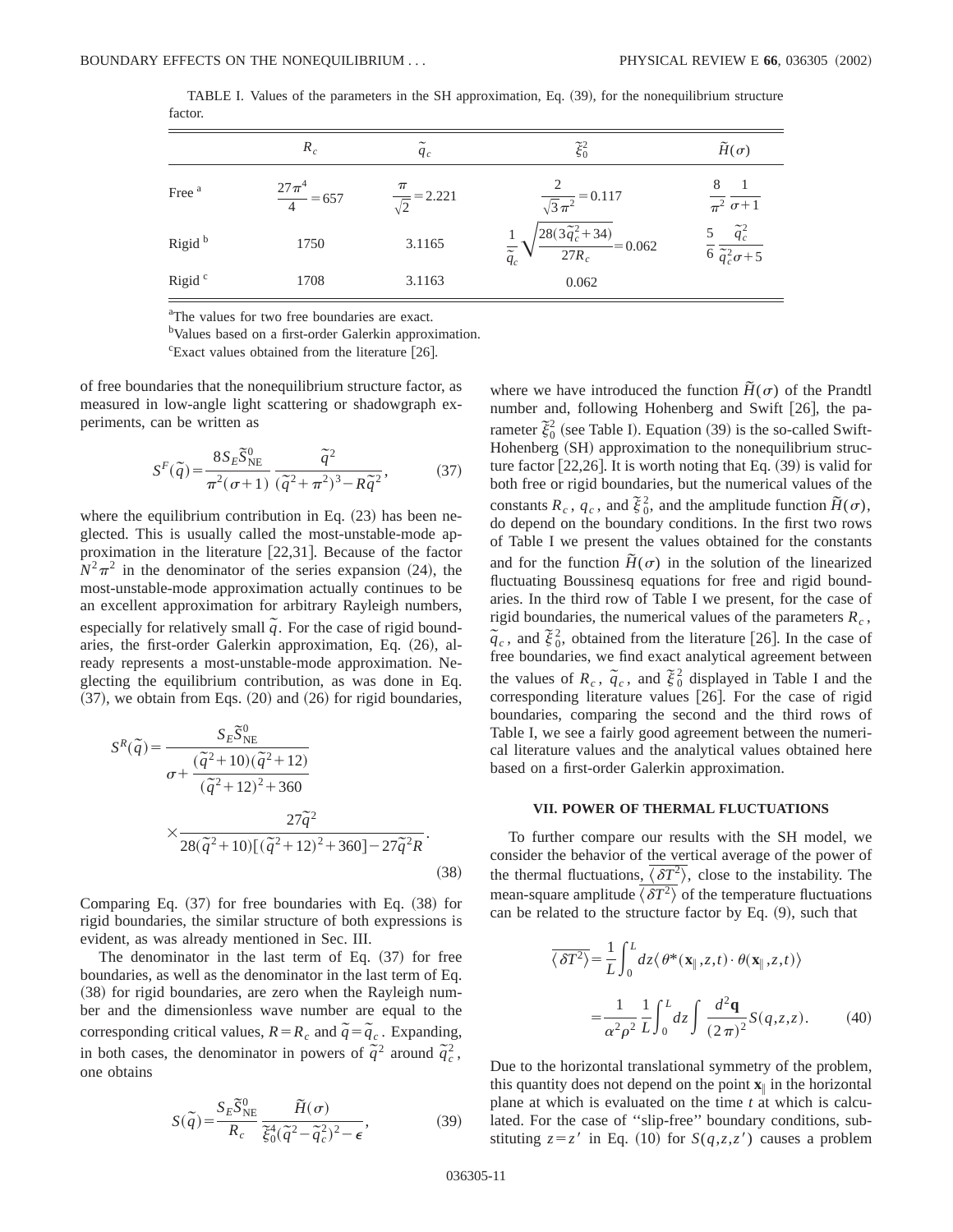TABLE I. Values of the parameters in the SH approximation, Eq. (39), for the nonequilibrium structure factor.

| | $R_c$ | $\tilde{q}_c$ | $\tilde{\xi}_0^2$ | $\tilde{H}(\sigma)$ |
|---|---|---|---|---|
| Free [a] | $\frac{27\pi^4}{4}=657$ | $\frac{\pi}{\sqrt{2}}=2.221$ | $\frac{2}{\sqrt{3}\pi^2}=0.117$ | $\frac{8}{\pi^2}\frac{1}{\sigma+1}$ |
| Rigid [b] | 1750 | 3.1165 | $\frac{1}{\tilde{q}_c}\sqrt{\frac{28(3\tilde{q}_c^2+34)}{27R_c}}=0.062$ | $\frac{5}{6}\frac{\tilde{q}_c^2}{\tilde{q}_c^2\sigma+5}$ |
| Rigid [c] | 1708 | 3.1163 | 0.062 | |

[a]The values for two free boundaries are exact.

[b]Values based on a first-order Galerkin approximation.

[c]Exact values obtained from the literature [26].

of free boundaries that the nonequilibrium structure factor, as measured in low-angle light scattering or shadowgraph experiments, can be written as

$$S^F(\tilde{q})=\frac{8S_E\tilde{S}_{\mathrm{NE}}^0}{\pi^2(\sigma+1)}\frac{\tilde{q}^2}{(\tilde{q}^2+\pi^2)^3-R\tilde{q}^2}, \tag{37}$$

where the equilibrium contribution in Eq. (23) has been neglected. This is usually called the most-unstable-mode approximation in the literature [22,31]. Because of the factor $N^2\pi^2$ in the denominator of the series expansion (24), the most-unstable-mode approximation actually continues to be an excellent approximation for arbitrary Rayleigh numbers, especially for relatively small $\tilde{q}$. For the case of rigid boundaries, the first-order Galerkin approximation, Eq. (26), already represents a most-unstable-mode approximation. Neglecting the equilibrium contribution, as was done in Eq. (37), we obtain from Eqs. (20) and (26) for rigid boundaries,

$$S^R(\tilde{q})=\frac{S_E\tilde{S}_{\mathrm{NE}}^0}{\sigma+\frac{(\tilde{q}^2+10)(\tilde{q}^2+12)}{(\tilde{q}^2+12)^2+360}}\times\frac{27\tilde{q}^2}{28(\tilde{q}^2+10)[(\tilde{q}^2+12)^2+360]-27\tilde{q}^2R}. \tag{38}$$

Comparing Eq. (37) for free boundaries with Eq. (38) for rigid boundaries, the similar structure of both expressions is evident, as was already mentioned in Sec. III.

The denominator in the last term of Eq. (37) for free boundaries, as well as the denominator in the last term of Eq. (38) for rigid boundaries, are zero when the Rayleigh number and the dimensionless wave number are equal to the corresponding critical values, $R=R_c$ and $\tilde{q}=\tilde{q}_c$. Expanding, in both cases, the denominator in powers of $\tilde{q}^2$ around $\tilde{q}_c^2$, one obtains

$$S(\tilde{q})=\frac{S_E\tilde{S}_{\mathrm{NE}}^0}{R_c}\frac{\tilde{H}(\sigma)}{\tilde{\xi}_0^4(\tilde{q}^2-\tilde{q}_c^2)^2-\epsilon}, \tag{39}$$

where we have introduced the function $\tilde{H}(\sigma)$ of the Prandtl number and, following Hohenberg and Swift [26], the parameter $\tilde{\xi}_0^2$ (see Table I). Equation (39) is the so-called Swift-Hohenberg (SH) approximation to the nonequilibrium structure factor [22,26]. It is worth noting that Eq. (39) is valid for both free or rigid boundaries, but the numerical values of the constants $R_c$, $q_c$, and $\tilde{\xi}_0^2$, and the amplitude function $\tilde{H}(\sigma)$, do depend on the boundary conditions. In the first two rows of Table I we present the values obtained for the constants and for the function $\tilde{H}(\sigma)$ in the solution of the linearized fluctuating Boussinesq equations for free and rigid boundaries. In the third row of Table I we present, for the case of rigid boundaries, the numerical values of the parameters $R_c$, $\tilde{q}_c$, and $\tilde{\xi}_0^2$, obtained from the literature [26]. In the case of free boundaries, we find exact analytical agreement between the values of $R_c$, $\tilde{q}_c$, and $\tilde{\xi}_0^2$ displayed in Table I and the corresponding literature values [26]. For the case of rigid boundaries, comparing the second and the third rows of Table I, we see a fairly good agreement between the numerical literature values and the analytical values obtained here based on a first-order Galerkin approximation.

## VII. POWER OF THERMAL FLUCTUATIONS

To further compare our results with the SH model, we consider the behavior of the vertical average of the power of the thermal fluctuations, $\overline{\langle \delta T^2\rangle}$, close to the instability. The mean-square amplitude $\overline{\langle \delta T^2\rangle}$ of the temperature fluctuations can be related to the structure factor by Eq. (9), such that

$$\overline{\langle \delta T^2\rangle}=\frac{1}{L}\int_0^L dz\langle \theta^*(\mathbf{x}_\parallel,z,t)\cdot\theta(\mathbf{x}_\parallel,z,t)\rangle=\frac{1}{\alpha^2\rho^2}\frac{1}{L}\int_0^L dz\int\frac{d^2\mathbf{q}}{(2\pi)^2}S(q,z,z). \tag{40}$$

Due to the horizontal translational symmetry of the problem, this quantity does not depend on the point $\mathbf{x}_\parallel$ in the horizontal plane at which is evaluated on the time $t$ at which is calculated. For the case of "slip-free" boundary conditions, substituting $z=z'$ in Eq. (10) for $S(q,z,z')$ causes a problem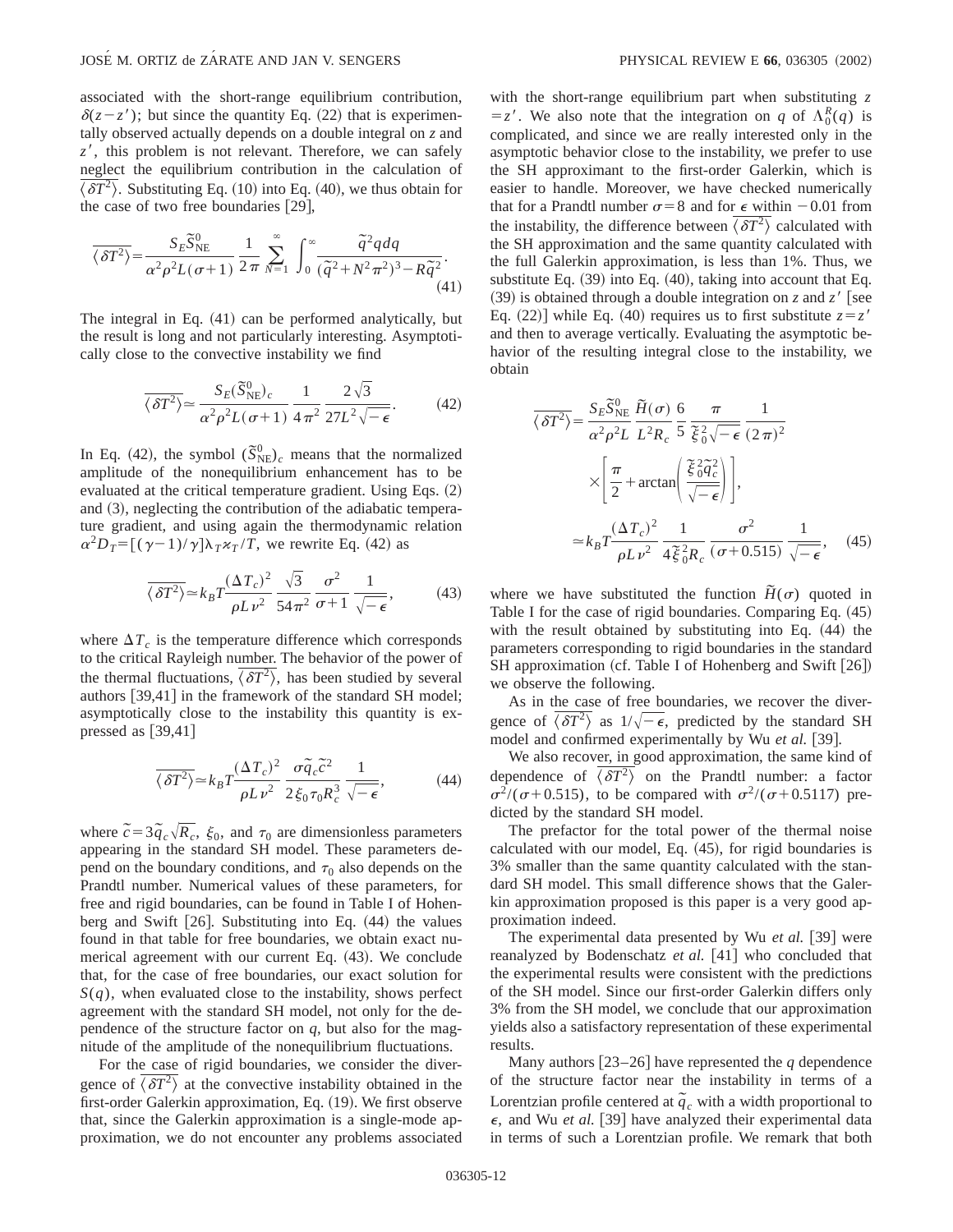associated with the short-range equilibrium contribution, $\delta(z-z')$; but since the quantity Eq. (22) that is experimentally observed actually depends on a double integral on $z$ and $z'$, this problem is not relevant. Therefore, we can safely neglect the equilibrium contribution in the calculation of $\overline{\langle \delta T^2 \rangle}$. Substituting Eq. (10) into Eq. (40), we thus obtain for the case of two free boundaries [29],

$$\overline{\langle \delta T^2 \rangle} = \frac{S_E \tilde{S}^0_{\rm NE}}{\alpha^2 \rho^2 L(\sigma+1)} \frac{1}{2\pi} \sum_{N=1}^{\infty} \int_0^{\infty} \frac{\tilde{q}^2 q\, dq}{(\tilde{q}^2 + N^2\pi^2)^3 - R\tilde{q}^2}. \tag{41}$$

The integral in Eq. (41) can be performed analytically, but the result is long and not particularly interesting. Asymptotically close to the convective instability we find

$$\overline{\langle \delta T^2 \rangle} \simeq \frac{S_E (\tilde{S}^0_{\rm NE})_c}{\alpha^2 \rho^2 L(\sigma+1)} \frac{1}{4\pi^2} \frac{2\sqrt{3}}{27 L^2 \sqrt{-\epsilon}}. \tag{42}$$

In Eq. (42), the symbol $(\tilde{S}^0_{\rm NE})_c$ means that the normalized amplitude of the nonequilibrium enhancement has to be evaluated at the critical temperature gradient. Using Eqs. (2) and (3), neglecting the contribution of the adiabatic temperature gradient, and using again the thermodynamic relation $\alpha^2 D_T = [(\gamma-1)/\gamma]\lambda_T \varkappa_T / T$, we rewrite Eq. (42) as

$$\overline{\langle \delta T^2 \rangle} \simeq k_B T \frac{(\Delta T_c)^2}{\rho L \nu^2} \frac{\sqrt{3}}{54\pi^2} \frac{\sigma^2}{\sigma+1} \frac{1}{\sqrt{-\epsilon}}, \tag{43}$$

where $\Delta T_c$ is the temperature difference which corresponds to the critical Rayleigh number. The behavior of the power of the thermal fluctuations, $\overline{\langle \delta T^2 \rangle}$, has been studied by several authors [39,41] in the framework of the standard SH model; asymptotically close to the instability this quantity is expressed as [39,41]

$$\overline{\langle \delta T^2 \rangle} \simeq k_B T \frac{(\Delta T_c)^2}{\rho L \nu^2} \frac{\sigma \tilde{q}_c \tilde{c}^2}{2\xi_0 \tau_0 R_c^3} \frac{1}{\sqrt{-\epsilon}}, \tag{44}$$

where $\tilde{c} = 3\tilde{q}_c \sqrt{R_c}$, $\xi_0$, and $\tau_0$ are dimensionless parameters appearing in the standard SH model. These parameters depend on the boundary conditions, and $\tau_0$ also depends on the Prandtl number. Numerical values of these parameters, for free and rigid boundaries, can be found in Table I of Hohenberg and Swift [26]. Substituting into Eq. (44) the values found in that table for free boundaries, we obtain exact numerical agreement with our current Eq. (43). We conclude that, for the case of free boundaries, our exact solution for $S(q)$, when evaluated close to the instability, shows perfect agreement with the standard SH model, not only for the dependence of the structure factor on $q$, but also for the magnitude of the amplitude of the nonequilibrium fluctuations.

For the case of rigid boundaries, we consider the divergence of $\overline{\langle \delta T^2 \rangle}$ at the convective instability obtained in the first-order Galerkin approximation, Eq. (19). We first observe that, since the Galerkin approximation is a single-mode approximation, we do not encounter any problems associated with the short-range equilibrium part when substituting $z = z'$. We also note that the integration on $q$ of $\Lambda_0^R(q)$ is complicated, and since we are really interested only in the asymptotic behavior close to the instability, we prefer to use the SH approximant to the first-order Galerkin, which is easier to handle. Moreover, we have checked numerically that for a Prandtl number $\sigma = 8$ and for $\epsilon$ within $-0.01$ from the instability, the difference between $\overline{\langle \delta T^2 \rangle}$ calculated with the SH approximation and the same quantity calculated with the full Galerkin approximation, is less than 1%. Thus, we substitute Eq. (39) into Eq. (40), taking into account that Eq. (39) is obtained through a double integration on $z$ and $z'$ [see Eq. (22)] while Eq. (40) requires us to first substitute $z = z'$ and then to average vertically. Evaluating the asymptotic behavior of the resulting integral close to the instability, we obtain

$$\overline{\langle \delta T^2 \rangle} = \frac{S_E \tilde{S}^0_{\rm NE}}{\alpha^2 \rho^2 L} \frac{\tilde{H}(\sigma)}{L^2 R_c} \frac{6}{5} \frac{\pi}{\tilde{\xi}_0^2 \sqrt{-\epsilon}} \frac{1}{(2\pi)^2} \times \left[ \frac{\pi}{2} + \arctan\left( \frac{\tilde{\xi}_0^2 \tilde{q}_c^2}{\sqrt{-\epsilon}} \right) \right],$$

$$\simeq k_B T \frac{(\Delta T_c)^2}{\rho L \nu^2} \frac{1}{4\tilde{\xi}_0^2 R_c} \frac{\sigma^2}{(\sigma+0.515)} \frac{1}{\sqrt{-\epsilon}}, \tag{45}$$

where we have substituted the function $\tilde{H}(\sigma)$ quoted in Table I for the case of rigid boundaries. Comparing Eq. (45) with the result obtained by substituting into Eq. (44) the parameters corresponding to rigid boundaries in the standard SH approximation (cf. Table I of Hohenberg and Swift [26]) we observe the following.

As in the case of free boundaries, we recover the divergence of $\overline{\langle \delta T^2 \rangle}$ as $1/\sqrt{-\epsilon}$, predicted by the standard SH model and confirmed experimentally by Wu *et al.* [39].

We also recover, in good approximation, the same kind of dependence of $\overline{\langle \delta T^2 \rangle}$ on the Prandtl number: a factor $\sigma^2/(\sigma+0.515)$, to be compared with $\sigma^2/(\sigma+0.5117)$ predicted by the standard SH model.

The prefactor for the total power of the thermal noise calculated with our model, Eq. (45), for rigid boundaries is 3% smaller than the same quantity calculated with the standard SH model. This small difference shows that the Galerkin approximation proposed is this paper is a very good approximation indeed.

The experimental data presented by Wu *et al.* [39] were reanalyzed by Bodenschatz *et al.* [41] who concluded that the experimental results were consistent with the predictions of the SH model. Since our first-order Galerkin differs only 3% from the SH model, we conclude that our approximation yields also a satisfactory representation of these experimental results.

Many authors [23–26] have represented the $q$ dependence of the structure factor near the instability in terms of a Lorentzian profile centered at $\tilde{q}_c$ with a width proportional to $\epsilon$, and Wu *et al.* [39] have analyzed their experimental data in terms of such a Lorentzian profile. We remark that both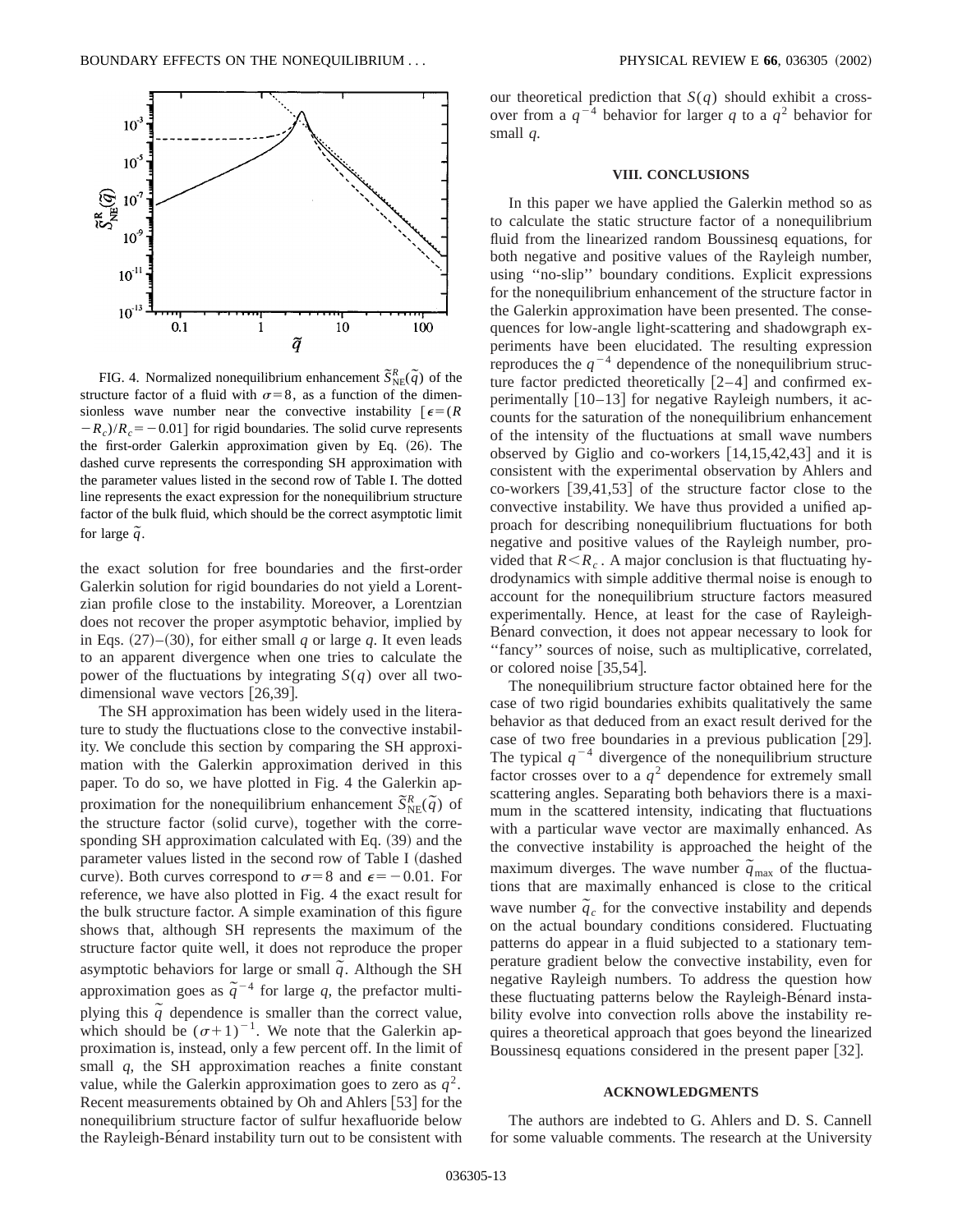FIG. 4. Normalized nonequilibrium enhancement $\tilde{S}^R_{\rm NE}(\tilde{q})$ of the structure factor of a fluid with $\sigma=8$, as a function of the dimensionless wave number near the convective instability $[\epsilon=(R-R_c)/R_c=-0.01]$ for rigid boundaries. The solid curve represents the first-order Galerkin approximation given by Eq. (26). The dashed curve represents the corresponding SH approximation with the parameter values listed in the second row of Table I. The dotted line represents the exact expression for the nonequilibrium structure factor of the bulk fluid, which should be the correct asymptotic limit for large $\tilde{q}$.

the exact solution for free boundaries and the first-order Galerkin solution for rigid boundaries do not yield a Lorentzian profile close to the instability. Moreover, a Lorentzian does not recover the proper asymptotic behavior, implied by in Eqs. (27)–(30), for either small $q$ or large $q$. It even leads to an apparent divergence when one tries to calculate the power of the fluctuations by integrating $S(q)$ over all two-dimensional wave vectors [26,39].

The SH approximation has been widely used in the literature to study the fluctuations close to the convective instability. We conclude this section by comparing the SH approximation with the Galerkin approximation derived in this paper. To do so, we have plotted in Fig. 4 the Galerkin approximation for the nonequilibrium enhancement $\tilde{S}^R_{\rm NE}(\tilde{q})$ of the structure factor (solid curve), together with the corresponding SH approximation calculated with Eq. (39) and the parameter values listed in the second row of Table I (dashed curve). Both curves correspond to $\sigma=8$ and $\epsilon=-0.01$. For reference, we have also plotted in Fig. 4 the exact result for the bulk structure factor. A simple examination of this figure shows that, although SH represents the maximum of the structure factor quite well, it does not reproduce the proper asymptotic behaviors for large or small $\tilde{q}$. Although the SH approximation goes as $\tilde{q}^{-4}$ for large $q$, the prefactor multiplying this $\tilde{q}$ dependence is smaller than the correct value, which should be $(\sigma+1)^{-1}$. We note that the Galerkin approximation is, instead, only a few percent off. In the limit of small $q$, the SH approximation reaches a finite constant value, while the Galerkin approximation goes to zero as $q^2$. Recent measurements obtained by Oh and Ahlers [53] for the nonequilibrium structure factor of sulfur hexafluoride below the Rayleigh-Bénard instability turn out to be consistent with our theoretical prediction that $S(q)$ should exhibit a crossover from a $q^{-4}$ behavior for larger $q$ to a $q^2$ behavior for small $q$.

## VIII. CONCLUSIONS

In this paper we have applied the Galerkin method so as to calculate the static structure factor of a nonequilibrium fluid from the linearized random Boussinesq equations, for both negative and positive values of the Rayleigh number, using "no-slip" boundary conditions. Explicit expressions for the nonequilibrium enhancement of the structure factor in the Galerkin approximation have been presented. The consequences for low-angle light-scattering and shadowgraph experiments have been elucidated. The resulting expression reproduces the $q^{-4}$ dependence of the nonequilibrium structure factor predicted theoretically [2–4] and confirmed experimentally [10–13] for negative Rayleigh numbers, it accounts for the saturation of the nonequilibrium enhancement of the intensity of the fluctuations at small wave numbers observed by Giglio and co-workers [14,15,42,43] and it is consistent with the experimental observation by Ahlers and co-workers [39,41,53] of the structure factor close to the convective instability. We have thus provided a unified approach for describing nonequilibrium fluctuations for both negative and positive values of the Rayleigh number, provided that $R<R_c$. A major conclusion is that fluctuating hydrodynamics with simple additive thermal noise is enough to account for the nonequilibrium structure factors measured experimentally. Hence, at least for the case of Rayleigh-Bénard convection, it does not appear necessary to look for "fancy" sources of noise, such as multiplicative, correlated, or colored noise [35,54].

The nonequilibrium structure factor obtained here for the case of two rigid boundaries exhibits qualitatively the same behavior as that deduced from an exact result derived for the case of two free boundaries in a previous publication [29]. The typical $q^{-4}$ divergence of the nonequilibrium structure factor crosses over to a $q^2$ dependence for extremely small scattering angles. Separating both behaviors there is a maximum in the scattered intensity, indicating that fluctuations with a particular wave vector are maximally enhanced. As the convective instability is approached the height of the maximum diverges. The wave number $\tilde{q}_{\rm max}$ of the fluctuations that are maximally enhanced is close to the critical wave number $\tilde{q}_c$ for the convective instability and depends on the actual boundary conditions considered. Fluctuating patterns do appear in a fluid subjected to a stationary temperature gradient below the convective instability, even for negative Rayleigh numbers. To address the question how these fluctuating patterns below the Rayleigh-Bénard instability evolve into convection rolls above the instability requires a theoretical approach that goes beyond the linearized Boussinesq equations considered in the present paper [32].

## ACKNOWLEDGMENTS

The authors are indebted to G. Ahlers and D. S. Cannell for some valuable comments. The research at the University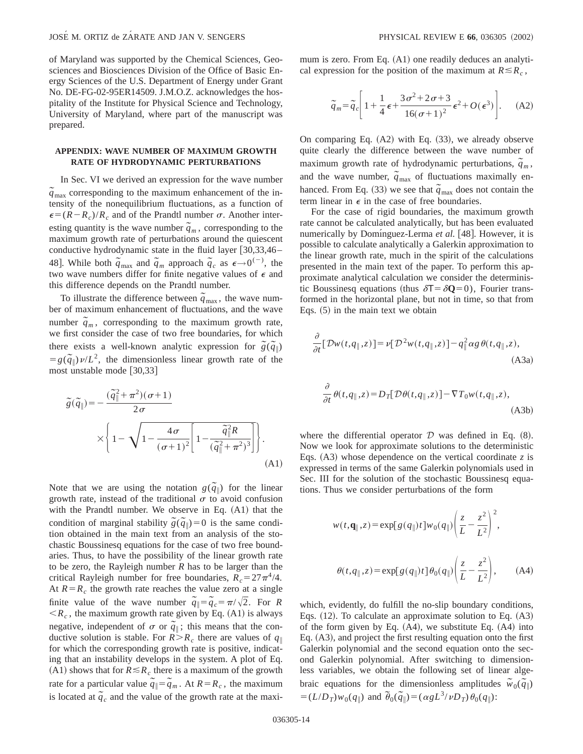of Maryland was supported by the Chemical Sciences, Geosciences and Biosciences Division of the Office of Basic Energy Sciences of the U.S. Department of Energy under Grant No. DE-FG-02-95ER14509. J.M.O.Z. acknowledges the hospitality of the Institute for Physical Science and Technology, University of Maryland, where part of the manuscript was prepared.

## APPENDIX: WAVE NUMBER OF MAXIMUM GROWTH RATE OF HYDRODYNAMIC PERTURBATIONS

In Sec. VI we derived an expression for the wave number $\tilde{q}_{\max}$ corresponding to the maximum enhancement of the intensity of the nonequilibrium fluctuations, as a function of $\epsilon = (R - R_c)/R_c$ and of the Prandtl number $\sigma$. Another interesting quantity is the wave number $\tilde{q}_m$, corresponding to the maximum growth rate of perturbations around the quiescent conductive hydrodynamic state in the fluid layer [30,33,46–48]. While both $\tilde{q}_{\max}$ and $\tilde{q}_m$ approach $\tilde{q}_c$ as $\epsilon \to 0^{(-)}$, the two wave numbers differ for finite negative values of $\epsilon$ and this difference depends on the Prandtl number.

To illustrate the difference between $\tilde{q}_{\max}$, the wave number of maximum enhancement of fluctuations, and the wave number $\tilde{q}_m$, corresponding to the maximum growth rate, we first consider the case of two free boundaries, for which there exists a well-known analytic expression for $\tilde{g}(\tilde{q}_\parallel) = g(\tilde{q}_\parallel)\nu/L^2$, the dimensionless linear growth rate of the most unstable mode [30,33]

$$\tilde{g}(\tilde{q}_\parallel) = -\frac{(\tilde{q}_\parallel^2 + \pi^2)(\sigma+1)}{2\sigma} \times \left\{ 1 - \sqrt{1 - \frac{4\sigma}{(\sigma+1)^2}\left[1 - \frac{\tilde{q}_\parallel^2 R}{(\tilde{q}_\parallel^2 + \pi^2)^3}\right]} \right\}. \tag{A1}$$

Note that we are using the notation $g(\tilde{q}_\parallel)$ for the linear growth rate, instead of the traditional $\sigma$ to avoid confusion with the Prandtl number. We observe in Eq. (A1) that the condition of marginal stability $\tilde{g}(\tilde{q}_\parallel) = 0$ is the same condition obtained in the main text from an analysis of the stochastic Boussinesq equations for the case of two free boundaries. Thus, to have the possibility of the linear growth rate to be zero, the Rayleigh number $R$ has to be larger than the critical Rayleigh number for free boundaries, $R_c = 27\pi^4/4$. At $R = R_c$ the growth rate reaches the value zero at a single finite value of the wave number $\tilde{q}_\parallel = \tilde{q}_c = \pi/\sqrt{2}$. For $R < R_c$, the maximum growth rate given by Eq. (A1) is always negative, independent of $\sigma$ or $\tilde{q}_\parallel$; this means that the conductive solution is stable. For $R > R_c$ there are values of $q_\parallel$ for which the corresponding growth rate is positive, indicating that an instability develops in the system. A plot of Eq. (A1) shows that for $R \lesssim R_c$ there is a maximum of the growth rate for a particular value $\tilde{q}_\parallel = \tilde{q}_m$. At $R = R_c$, the maximum is located at $\tilde{q}_c$ and the value of the growth rate at the maximum is zero. From Eq. (A1) one readily deduces an analytical expression for the position of the maximum at $R \lesssim R_c$,

$$\tilde{q}_m = \tilde{q}_c\left[1 + \frac{1}{4}\epsilon + \frac{3\sigma^2 + 2\sigma + 3}{16(\sigma+1)^2}\epsilon^2 + O(\epsilon^3)\right]. \tag{A2}$$

On comparing Eq. (A2) with Eq. (33), we already observe quite clearly the difference between the wave number of maximum growth rate of hydrodynamic perturbations, $\tilde{q}_m$, and the wave number, $\tilde{q}_{\max}$ of fluctuations maximally enhanced. From Eq. (33) we see that $\tilde{q}_{\max}$ does not contain the term linear in $\epsilon$ in the case of free boundaries.

For the case of rigid boundaries, the maximum growth rate cannot be calculated analytically, but has been evaluated numerically by Domínguez-Lerma *et al.* [48]. However, it is possible to calculate analytically a Galerkin approximation to the linear growth rate, much in the spirit of the calculations presented in the main text of the paper. To perform this approximate analytical calculation we consider the deterministic Boussinesq equations (thus $\delta \mathsf{T} = \delta \mathbf{Q} = 0$), Fourier transformed in the horizontal plane, but not in time, so that from Eqs. (5) in the main text we obtain

$$\frac{\partial}{\partial t}[\mathcal{D}w(t,q_\parallel,z)] = \nu[\mathcal{D}^2 w(t,q_\parallel,z)] - q_\parallel^2 \alpha g\,\theta(t,q_\parallel,z), \tag{A3a}$$

$$\frac{\partial}{\partial t}\theta(t,q_\parallel,z) = D_T[\mathcal{D}\theta(t,q_\parallel,z)] - \nabla T_0 w(t,q_\parallel,z), \tag{A3b}$$

where the differential operator $\mathcal{D}$ was defined in Eq. (8). Now we look for approximate solutions to the deterministic Eqs. (A3) whose dependence on the vertical coordinate $z$ is expressed in terms of the same Galerkin polynomials used in Sec. III for the solution of the stochastic Boussinesq equations. Thus we consider perturbations of the form

$$w(t,\mathbf{q}_\parallel,z) = \exp[g(q_\parallel)t]\,w_0(q_\parallel)\left(\frac{z}{L} - \frac{z^2}{L^2}\right)^2,$$

$$\theta(t,q_\parallel,z) = \exp[g(q_\parallel)t]\,\theta_0(q_\parallel)\left(\frac{z}{L} - \frac{z^2}{L^2}\right), \tag{A4}$$

which, evidently, do fulfill the no-slip boundary conditions, Eqs. (12). To calculate an approximate solution to Eq. (A3) of the form given by Eq. (A4), we substitute Eq. (A4) into Eq. (A3), and project the first resulting equation onto the first Galerkin polynomial and the second equation onto the second Galerkin polynomial. After switching to dimensionless variables, we obtain the following set of linear algebraic equations for the dimensionless amplitudes $\tilde{w}_0(\tilde{q}_\parallel) = (L/D_T)w_0(q_\parallel)$ and $\tilde{\theta}_0(\tilde{q}_\parallel) = (\alpha g L^3/\nu D_T)\theta_0(q_\parallel)$: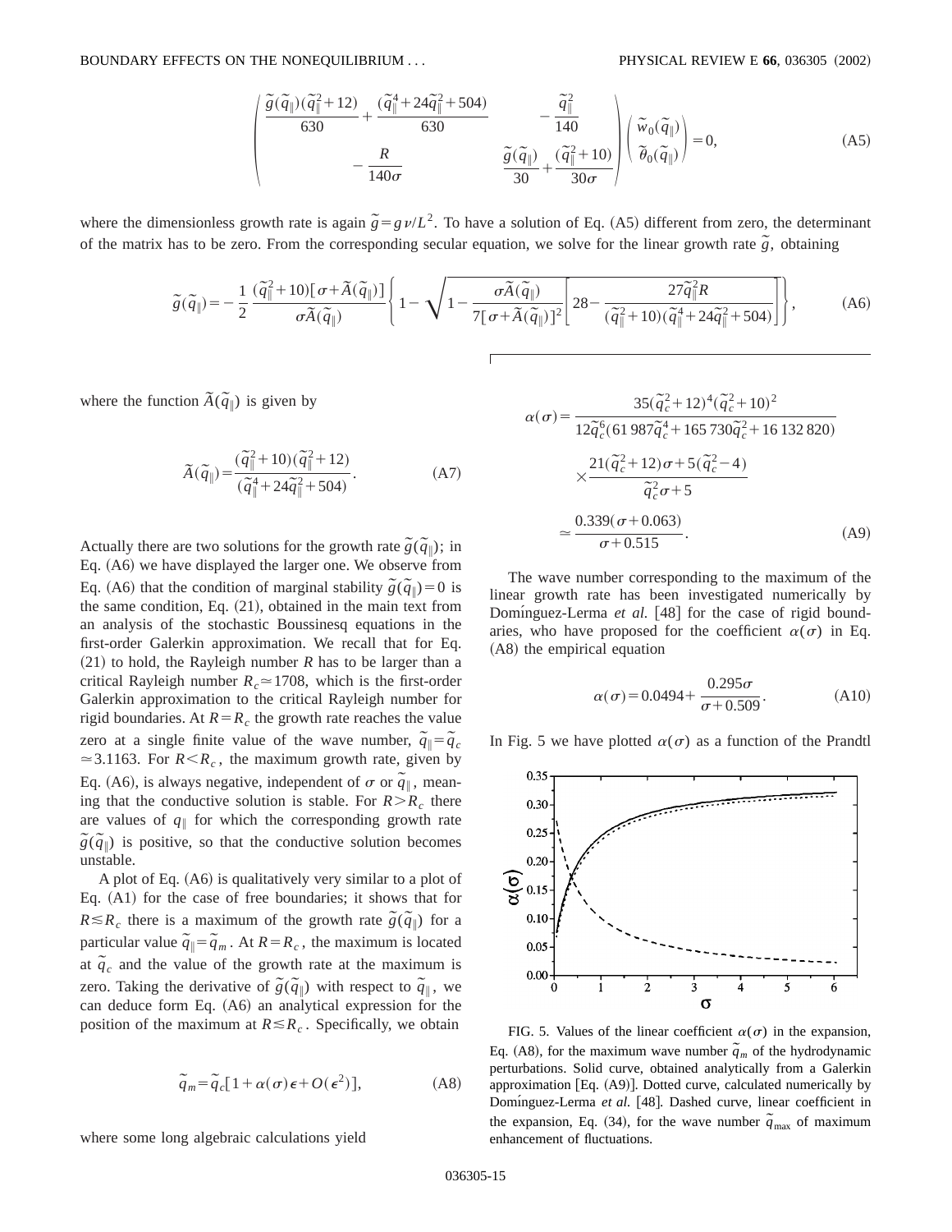$$\begin{pmatrix} \frac{\tilde{g}(\tilde{q}_\parallel)(\tilde{q}_\parallel^2+12)}{630}+\frac{(\tilde{q}_\parallel^4+24\tilde{q}_\parallel^2+504)}{630} & -\frac{\tilde{q}_\parallel^2}{140} \\ -\frac{R}{140\sigma} & \frac{\tilde{g}(\tilde{q}_\parallel)}{30}+\frac{(\tilde{q}_\parallel^2+10)}{30\sigma} \end{pmatrix} \begin{pmatrix} \tilde{w}_0(\tilde{q}_\parallel) \\ \tilde{\theta}_0(\tilde{q}_\parallel) \end{pmatrix} = 0, \tag{A5}$$

where the dimensionless growth rate is again $\tilde{g}=g\nu/L^2$. To have a solution of Eq. (A5) different from zero, the determinant of the matrix has to be zero. From the corresponding secular equation, we solve for the linear growth rate $\tilde{g}$, obtaining

$$\tilde{g}(\tilde{q}_\parallel) = -\frac{1}{2}\frac{(\tilde{q}_\parallel^2+10)[\sigma+\tilde{A}(\tilde{q}_\parallel)]}{\sigma\tilde{A}(\tilde{q}_\parallel)}\left\{1-\sqrt{1-\frac{\sigma\tilde{A}(\tilde{q}_\parallel)}{7[\sigma+\tilde{A}(\tilde{q}_\parallel)]^2}\left[28-\frac{27\tilde{q}_\parallel^2 R}{(\tilde{q}_\parallel^2+10)(\tilde{q}_\parallel^4+24\tilde{q}_\parallel^2+504)}\right]}\right\}, \tag{A6}$$

where the function $\tilde{A}(\tilde{q}_\parallel)$ is given by

$$\tilde{A}(\tilde{q}_\parallel) = \frac{(\tilde{q}_\parallel^2+10)(\tilde{q}_\parallel^2+12)}{(\tilde{q}_\parallel^4+24\tilde{q}_\parallel^2+504)}. \tag{A7}$$

Actually there are two solutions for the growth rate $\tilde{g}(\tilde{q}_\parallel)$; in Eq. (A6) we have displayed the larger one. We observe from Eq. (A6) that the condition of marginal stability $\tilde{g}(\tilde{q}_\parallel)=0$ is the same condition, Eq. (21), obtained in the main text from an analysis of the stochastic Boussinesq equations in the first-order Galerkin approximation. We recall that for Eq. (21) to hold, the Rayleigh number $R$ has to be larger than a critical Rayleigh number $R_c \simeq 1708$, which is the first-order Galerkin approximation to the critical Rayleigh number for rigid boundaries. At $R=R_c$ the growth rate reaches the value zero at a single finite value of the wave number, $\tilde{q}_\parallel=\tilde{q}_c \simeq 3.1163$. For $R<R_c$, the maximum growth rate, given by Eq. (A6), is always negative, independent of $\sigma$ or $\tilde{q}_\parallel$, meaning that the conductive solution is stable. For $R>R_c$ there are values of $q_\parallel$ for which the corresponding growth rate $\tilde{g}(\tilde{q}_\parallel)$ is positive, so that the conductive solution becomes unstable.

A plot of Eq. (A6) is qualitatively very similar to a plot of Eq. (A1) for the case of free boundaries; it shows that for $R \lesssim R_c$ there is a maximum of the growth rate $\tilde{g}(\tilde{q}_\parallel)$ for a particular value $\tilde{q}_\parallel=\tilde{q}_m$. At $R=R_c$, the maximum is located at $\tilde{q}_c$ and the value of the growth rate at the maximum is zero. Taking the derivative of $\tilde{g}(\tilde{q}_\parallel)$ with respect to $\tilde{q}_\parallel$, we can deduce form Eq. (A6) an analytical expression for the position of the maximum at $R \lesssim R_c$. Specifically, we obtain

$$\tilde{q}_m = \tilde{q}_c[1+\alpha(\sigma)\epsilon+O(\epsilon^2)], \tag{A8}$$

where some long algebraic calculations yield

$$\alpha(\sigma) = \frac{35(\tilde{q}_c^2+12)^4(\tilde{q}_c^2+10)^2}{12\tilde{q}_c^6(61\,987\tilde{q}_c^4+165\,730\tilde{q}_c^2+16\,132\,820)} \times \frac{21(\tilde{q}_c^2+12)\sigma+5(\tilde{q}_c^2-4)}{\tilde{q}_c^2\sigma+5}$$

$$\simeq \frac{0.339(\sigma+0.063)}{\sigma+0.515}. \tag{A9}$$

The wave number corresponding to the maximum of the linear growth rate has been investigated numerically by Domínguez-Lerma *et al.* [48] for the case of rigid boundaries, who have proposed for the coefficient $\alpha(\sigma)$ in Eq. (A8) the empirical equation

$$\alpha(\sigma) = 0.0494 + \frac{0.295\sigma}{\sigma+0.509}. \tag{A10}$$

In Fig. 5 we have plotted $\alpha(\sigma)$ as a function of the Prandtl

FIG. 5. Values of the linear coefficient $\alpha(\sigma)$ in the expansion, Eq. (A8), for the maximum wave number $\tilde{q}_m$ of the hydrodynamic perturbations. Solid curve, obtained analytically from a Galerkin approximation [Eq. (A9)]. Dotted curve, calculated numerically by Domínguez-Lerma *et al.* [48]. Dashed curve, linear coefficient in the expansion, Eq. (34), for the wave number $\tilde{q}_{\max}$ of maximum enhancement of fluctuations.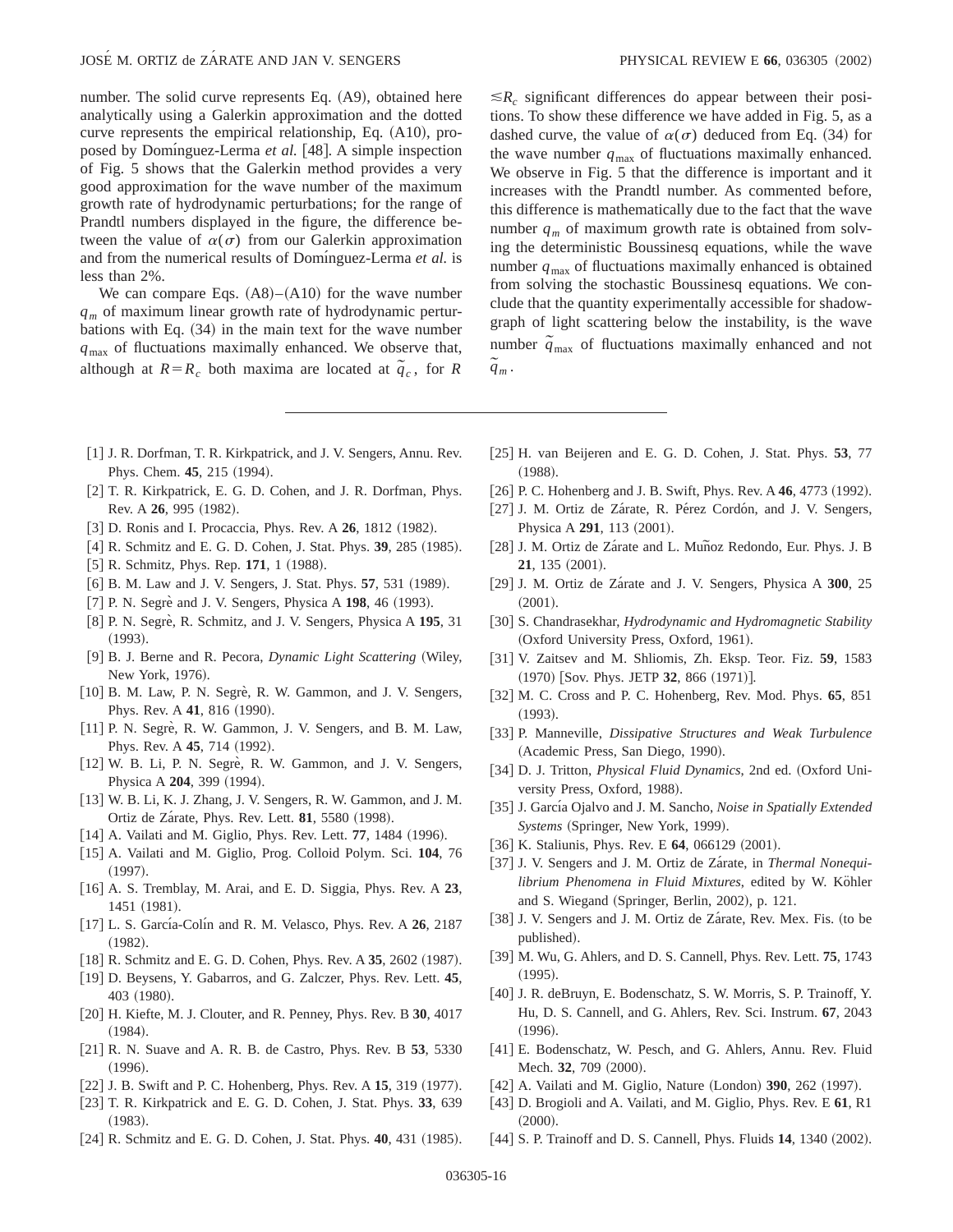number. The solid curve represents Eq. (A9), obtained here analytically using a Galerkin approximation and the dotted curve represents the empirical relationship, Eq. (A10), proposed by Domínguez-Lerma *et al.* [48]. A simple inspection of Fig. 5 shows that the Galerkin method provides a very good approximation for the wave number of the maximum growth rate of hydrodynamic perturbations; for the range of Prandtl numbers displayed in the figure, the difference between the value of $\alpha(\sigma)$ from our Galerkin approximation and from the numerical results of Domínguez-Lerma *et al.* is less than 2%.

We can compare Eqs. (A8)–(A10) for the wave number $q_m$ of maximum linear growth rate of hydrodynamic perturbations with Eq. (34) in the main text for the wave number $q_{\max}$ of fluctuations maximally enhanced. We observe that, although at $R=R_c$ both maxima are located at $\tilde{q}_c$, for $R \lesssim R_c$ significant differences do appear between their positions. To show these difference we have added in Fig. 5, as a dashed curve, the value of $\alpha(\sigma)$ deduced from Eq. (34) for the wave number $q_{\max}$ of fluctuations maximally enhanced. We observe in Fig. 5 that the difference is important and it increases with the Prandtl number. As commented before, this difference is mathematically due to the fact that the wave number $q_m$ of maximum growth rate is obtained from solving the deterministic Boussinesq equations, while the wave number $q_{\max}$ of fluctuations maximally enhanced is obtained from solving the stochastic Boussinesq equations. We conclude that the quantity experimentally accessible for shadowgraph of light scattering below the instability, is the wave number $\tilde{q}_{\max}$ of fluctuations maximally enhanced and not $\tilde{q}_m$.

---

[1] J. R. Dorfman, T. R. Kirkpatrick, and J. V. Sengers, Annu. Rev. Phys. Chem. **45**, 215 (1994).

[2] T. R. Kirkpatrick, E. G. D. Cohen, and J. R. Dorfman, Phys. Rev. A **26**, 995 (1982).

[3] D. Ronis and I. Procaccia, Phys. Rev. A **26**, 1812 (1982).

[4] R. Schmitz and E. G. D. Cohen, J. Stat. Phys. **39**, 285 (1985).

[5] R. Schmitz, Phys. Rep. **171**, 1 (1988).

[6] B. M. Law and J. V. Sengers, J. Stat. Phys. **57**, 531 (1989).

[7] P. N. Segrè and J. V. Sengers, Physica A **198**, 46 (1993).

[8] P. N. Segrè, R. Schmitz, and J. V. Sengers, Physica A **195**, 31 (1993).

[9] B. J. Berne and R. Pecora, *Dynamic Light Scattering* (Wiley, New York, 1976).

[10] B. M. Law, P. N. Segrè, R. W. Gammon, and J. V. Sengers, Phys. Rev. A **41**, 816 (1990).

[11] P. N. Segrè, R. W. Gammon, J. V. Sengers, and B. M. Law, Phys. Rev. A **45**, 714 (1992).

[12] W. B. Li, P. N. Segrè, R. W. Gammon, and J. V. Sengers, Physica A **204**, 399 (1994).

[13] W. B. Li, K. J. Zhang, J. V. Sengers, R. W. Gammon, and J. M. Ortiz de Zárate, Phys. Rev. Lett. **81**, 5580 (1998).

[14] A. Vailati and M. Giglio, Phys. Rev. Lett. **77**, 1484 (1996).

[15] A. Vailati and M. Giglio, Prog. Colloid Polym. Sci. **104**, 76 (1997).

[16] A. S. Tremblay, M. Arai, and E. D. Siggia, Phys. Rev. A **23**, 1451 (1981).

[17] L. S. García-Colín and R. M. Velasco, Phys. Rev. A **26**, 2187 (1982).

[18] R. Schmitz and E. G. D. Cohen, Phys. Rev. A **35**, 2602 (1987).

[19] D. Beysens, Y. Gabarros, and G. Zalczer, Phys. Rev. Lett. **45**, 403 (1980).

[20] H. Kiefte, M. J. Clouter, and R. Penney, Phys. Rev. B **30**, 4017 (1984).

[21] R. N. Suave and A. R. B. de Castro, Phys. Rev. B **53**, 5330 (1996).

[22] J. B. Swift and P. C. Hohenberg, Phys. Rev. A **15**, 319 (1977).

[23] T. R. Kirkpatrick and E. G. D. Cohen, J. Stat. Phys. **33**, 639 (1983).

[24] R. Schmitz and E. G. D. Cohen, J. Stat. Phys. **40**, 431 (1985).

[25] H. van Beijeren and E. G. D. Cohen, J. Stat. Phys. **53**, 77 (1988).

[26] P. C. Hohenberg and J. B. Swift, Phys. Rev. A **46**, 4773 (1992).

[27] J. M. Ortiz de Zárate, R. Pérez Cordón, and J. V. Sengers, Physica A **291**, 113 (2001).

[28] J. M. Ortiz de Zárate and L. Muñoz Redondo, Eur. Phys. J. B **21**, 135 (2001).

[29] J. M. Ortiz de Zárate and J. V. Sengers, Physica A **300**, 25 (2001).

[30] S. Chandrasekhar, *Hydrodynamic and Hydromagnetic Stability* (Oxford University Press, Oxford, 1961).

[31] V. Zaitsev and M. Shliomis, Zh. Eksp. Teor. Fiz. **59**, 1583 (1970) [Sov. Phys. JETP **32**, 866 (1971)].

[32] M. C. Cross and P. C. Hohenberg, Rev. Mod. Phys. **65**, 851 (1993).

[33] P. Manneville, *Dissipative Structures and Weak Turbulence* (Academic Press, San Diego, 1990).

[34] D. J. Tritton, *Physical Fluid Dynamics*, 2nd ed. (Oxford University Press, Oxford, 1988).

[35] J. García Ojalvo and J. M. Sancho, *Noise in Spatially Extended Systems* (Springer, New York, 1999).

[36] K. Staliunis, Phys. Rev. E **64**, 066129 (2001).

[37] J. V. Sengers and J. M. Ortiz de Zárate, in *Thermal Nonequilibrium Phenomena in Fluid Mixtures*, edited by W. Köhler and S. Wiegand (Springer, Berlin, 2002), p. 121.

[38] J. V. Sengers and J. M. Ortiz de Zárate, Rev. Mex. Fis. (to be published).

[39] M. Wu, G. Ahlers, and D. S. Cannell, Phys. Rev. Lett. **75**, 1743 (1995).

[40] J. R. deBruyn, E. Bodenschatz, S. W. Morris, S. P. Trainoff, Y. Hu, D. S. Cannell, and G. Ahlers, Rev. Sci. Instrum. **67**, 2043 (1996).

[41] E. Bodenschatz, W. Pesch, and G. Ahlers, Annu. Rev. Fluid Mech. **32**, 709 (2000).

[42] A. Vailati and M. Giglio, Nature (London) **390**, 262 (1997).

[43] D. Brogioli and A. Vailati, and M. Giglio, Phys. Rev. E **61**, R1 (2000).

[44] S. P. Trainoff and D. S. Cannell, Phys. Fluids **14**, 1340 (2002).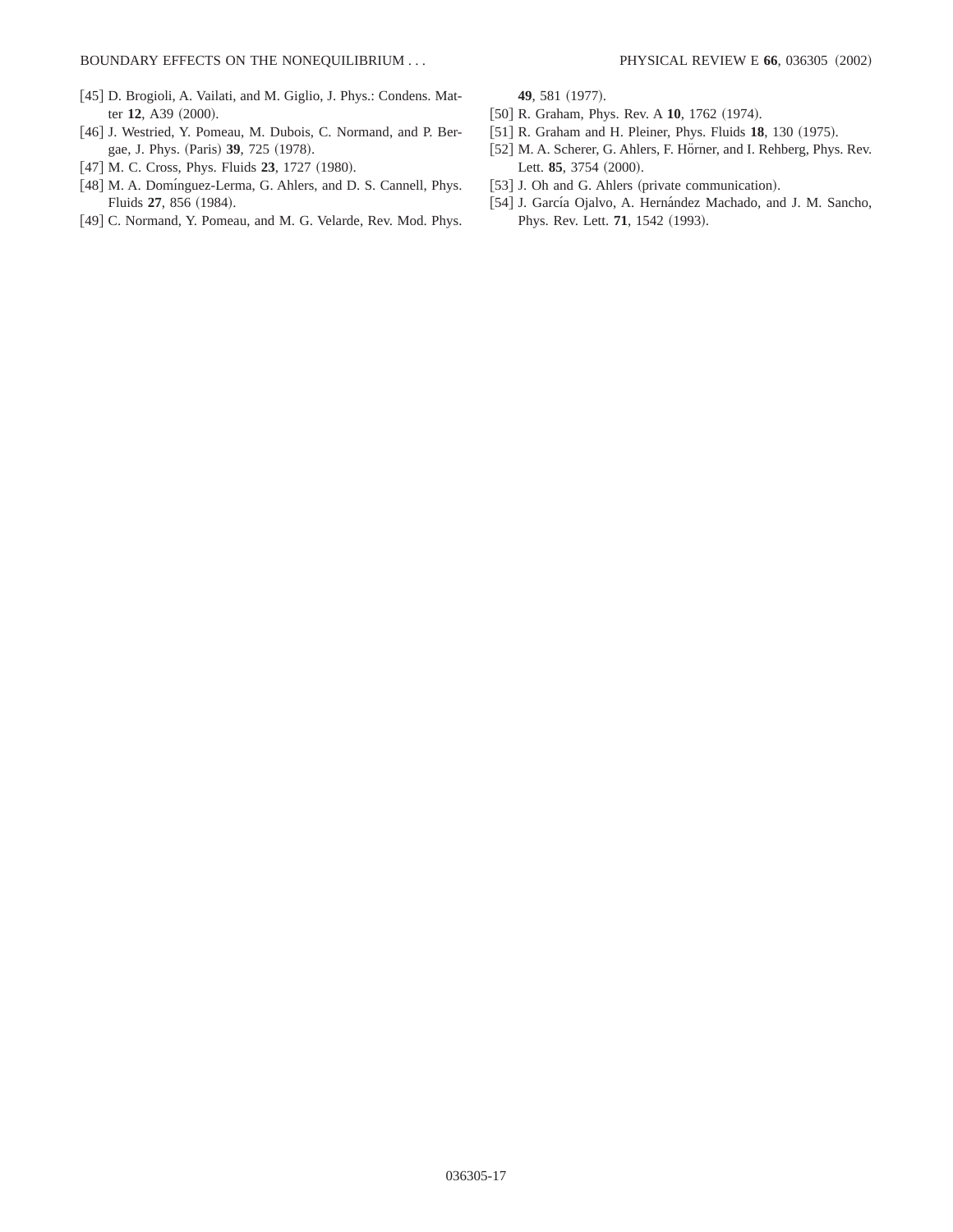[45] D. Brogioli, A. Vailati, and M. Giglio, J. Phys.: Condens. Matter **12**, A39 (2000).

[46] J. Westried, Y. Pomeau, M. Dubois, C. Normand, and P. Bergae, J. Phys. (Paris) **39**, 725 (1978).

[47] M. C. Cross, Phys. Fluids **23**, 1727 (1980).

[48] M. A. Domínguez-Lerma, G. Ahlers, and D. S. Cannell, Phys. Fluids **27**, 856 (1984).

[49] C. Normand, Y. Pomeau, and M. G. Velarde, Rev. Mod. Phys. **49**, 581 (1977).

[50] R. Graham, Phys. Rev. A **10**, 1762 (1974).

[51] R. Graham and H. Pleiner, Phys. Fluids **18**, 130 (1975).

[52] M. A. Scherer, G. Ahlers, F. Hörner, and I. Rehberg, Phys. Rev. Lett. **85**, 3754 (2000).

[53] J. Oh and G. Ahlers (private communication).

[54] J. García Ojalvo, A. Hernández Machado, and J. M. Sancho, Phys. Rev. Lett. **71**, 1542 (1993).